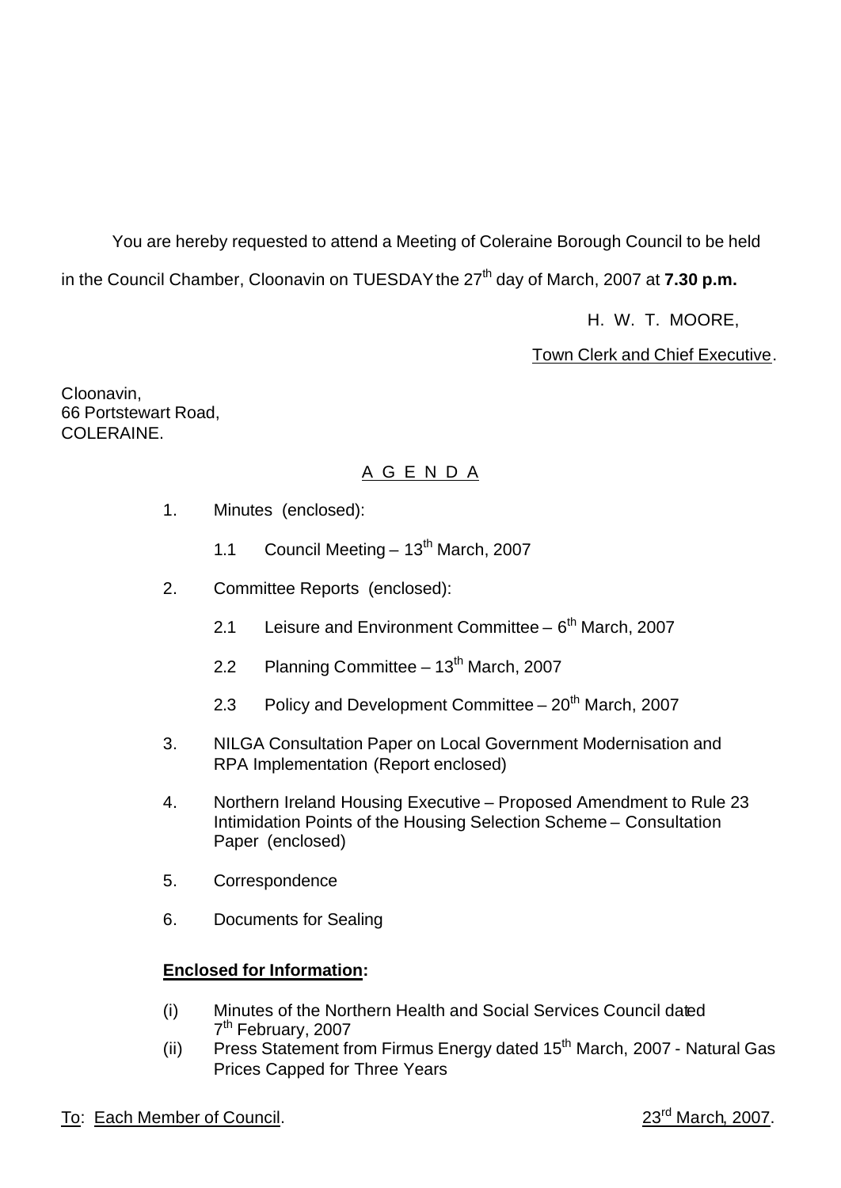You are hereby requested to attend a Meeting of Coleraine Borough Council to be held in the Council Chamber, Cloonavin on TUESDAY the 27th day of March, 2007 at **7.30 p.m.**

H. W. T. MOORE,

Town Clerk and Chief Executive.

Cloonavin,
66 Portstewart Road,
COLERAINE.

## A G E N D A

1. Minutes (enclosed):

   1.1 Council Meeting – 13th March, 2007

2. Committee Reports (enclosed):

   2.1 Leisure and Environment Committee – 6th March, 2007

   2.2 Planning Committee – 13th March, 2007

   2.3 Policy and Development Committee – 20th March, 2007

3. NILGA Consultation Paper on Local Government Modernisation and RPA Implementation (Report enclosed)

4. Northern Ireland Housing Executive – Proposed Amendment to Rule 23 Intimidation Points of the Housing Selection Scheme – Consultation Paper (enclosed)

5. Correspondence

6. Documents for Sealing

**Enclosed for Information:**

(i) Minutes of the Northern Health and Social Services Council dated 7th February, 2007

(ii) Press Statement from Firmus Energy dated 15th March, 2007 - Natural Gas Prices Capped for Three Years

To: Each Member of Council.

23rd March, 2007.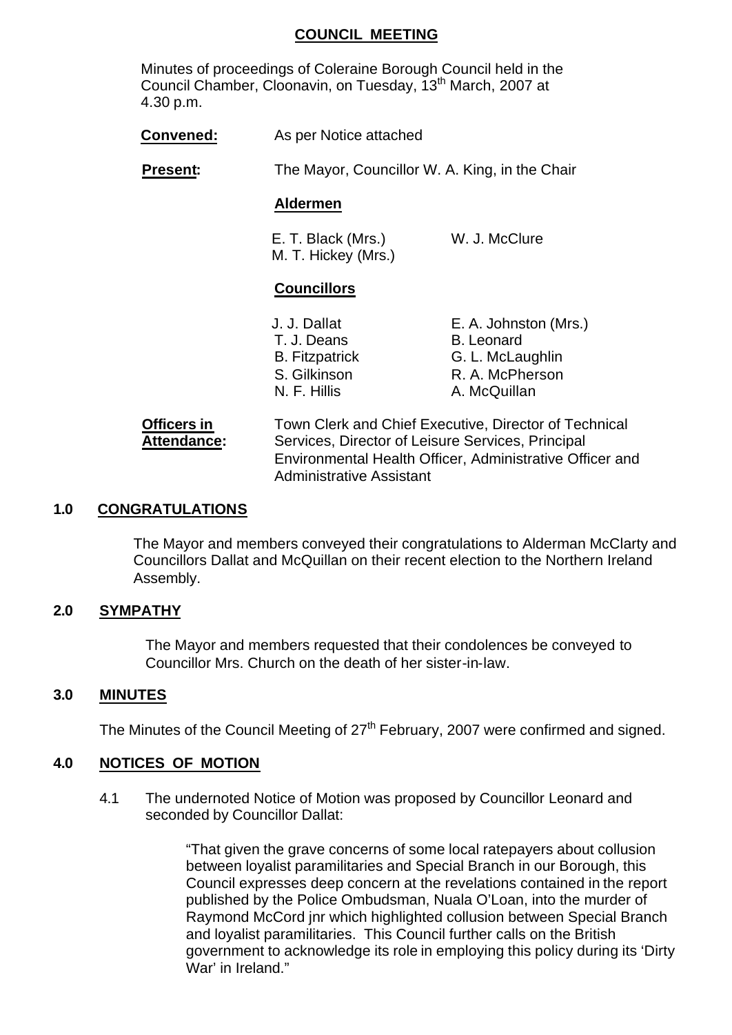## COUNCIL MEETING

Minutes of proceedings of Coleraine Borough Council held in the Council Chamber, Cloonavin, on Tuesday, 13th March, 2007 at 4.30 p.m.

**Convened:** As per Notice attached

**Present:** The Mayor, Councillor W. A. King, in the Chair

**Aldermen**

E. T. Black (Mrs.)
W. J. McClure
M. T. Hickey (Mrs.)

**Councillors**

J. J. Dallat
E. A. Johnston (Mrs.)
T. J. Deans
B. Leonard
B. Fitzpatrick
G. L. McLaughlin
S. Gilkinson
R. A. McPherson
N. F. Hillis
A. McQuillan

**Officers in Attendance:** Town Clerk and Chief Executive, Director of Technical Services, Director of Leisure Services, Principal Environmental Health Officer, Administrative Officer and Administrative Assistant

### 1.0 CONGRATULATIONS

The Mayor and members conveyed their congratulations to Alderman McClarty and Councillors Dallat and McQuillan on their recent election to the Northern Ireland Assembly.

### 2.0 SYMPATHY

The Mayor and members requested that their condolences be conveyed to Councillor Mrs. Church on the death of her sister-in-law.

### 3.0 MINUTES

The Minutes of the Council Meeting of 27th February, 2007 were confirmed and signed.

### 4.0 NOTICES OF MOTION

4.1 The undernoted Notice of Motion was proposed by Councillor Leonard and seconded by Councillor Dallat:

"That given the grave concerns of some local ratepayers about collusion between loyalist paramilitaries and Special Branch in our Borough, this Council expresses deep concern at the revelations contained in the report published by the Police Ombudsman, Nuala O'Loan, into the murder of Raymond McCord jnr which highlighted collusion between Special Branch and loyalist paramilitaries. This Council further calls on the British government to acknowledge its role in employing this policy during its 'Dirty War' in Ireland."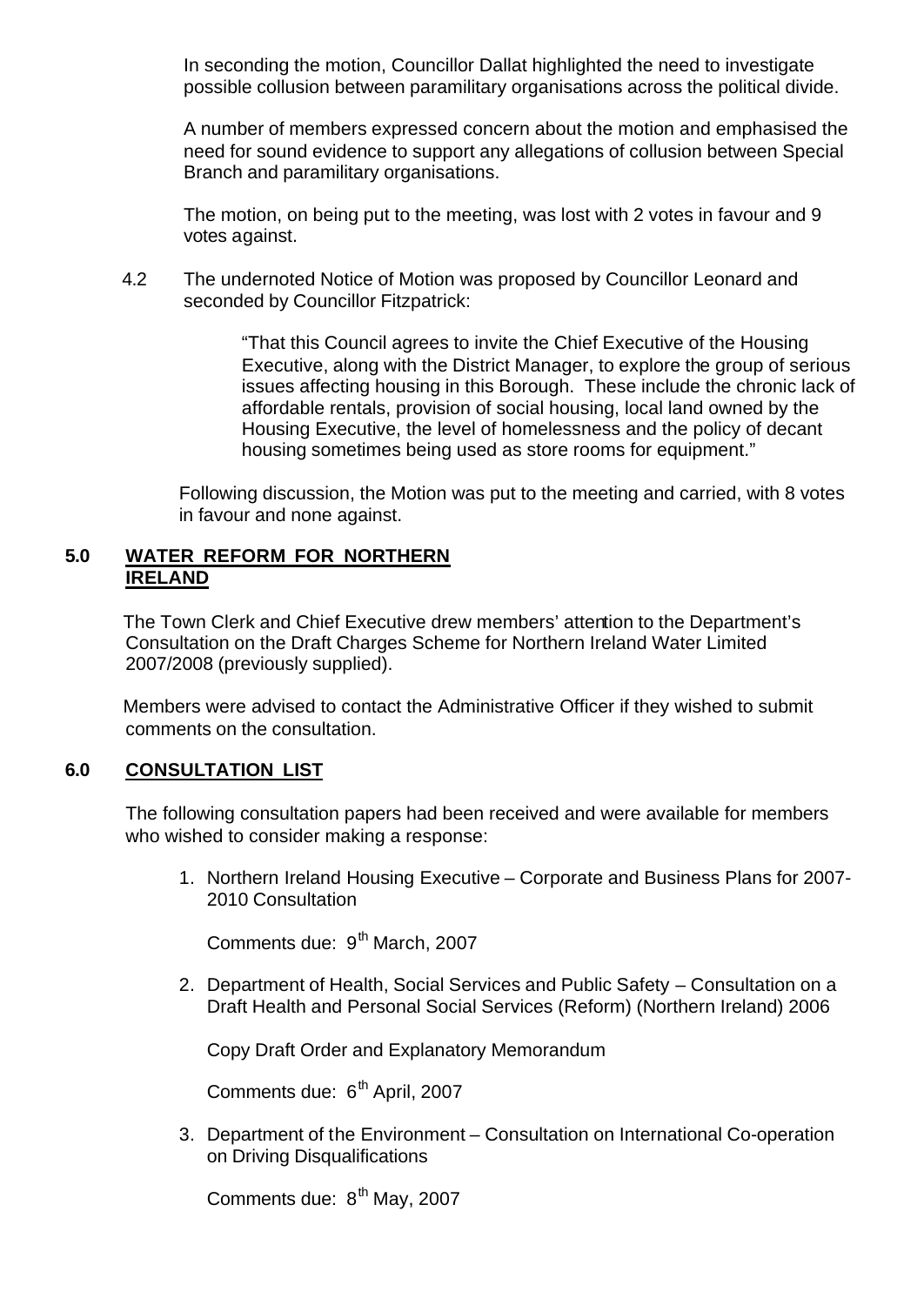In seconding the motion, Councillor Dallat highlighted the need to investigate possible collusion between paramilitary organisations across the political divide.

A number of members expressed concern about the motion and emphasised the need for sound evidence to support any allegations of collusion between Special Branch and paramilitary organisations.

The motion, on being put to the meeting, was lost with 2 votes in favour and 9 votes against.

4.2 The undernoted Notice of Motion was proposed by Councillor Leonard and seconded by Councillor Fitzpatrick:

> "That this Council agrees to invite the Chief Executive of the Housing Executive, along with the District Manager, to explore the group of serious issues affecting housing in this Borough. These include the chronic lack of affordable rentals, provision of social housing, local land owned by the Housing Executive, the level of homelessness and the policy of decant housing sometimes being used as store rooms for equipment."

Following discussion, the Motion was put to the meeting and carried, with 8 votes in favour and none against.

## 5.0 WATER REFORM FOR NORTHERN IRELAND

The Town Clerk and Chief Executive drew members' attention to the Department's Consultation on the Draft Charges Scheme for Northern Ireland Water Limited 2007/2008 (previously supplied).

Members were advised to contact the Administrative Officer if they wished to submit comments on the consultation.

## 6.0 CONSULTATION LIST

The following consultation papers had been received and were available for members who wished to consider making a response:

1. Northern Ireland Housing Executive – Corporate and Business Plans for 2007-2010 Consultation

   Comments due: 9th March, 2007

2. Department of Health, Social Services and Public Safety – Consultation on a Draft Health and Personal Social Services (Reform) (Northern Ireland) 2006

   Copy Draft Order and Explanatory Memorandum

   Comments due: 6th April, 2007

3. Department of the Environment – Consultation on International Co-operation on Driving Disqualifications

   Comments due: 8th May, 2007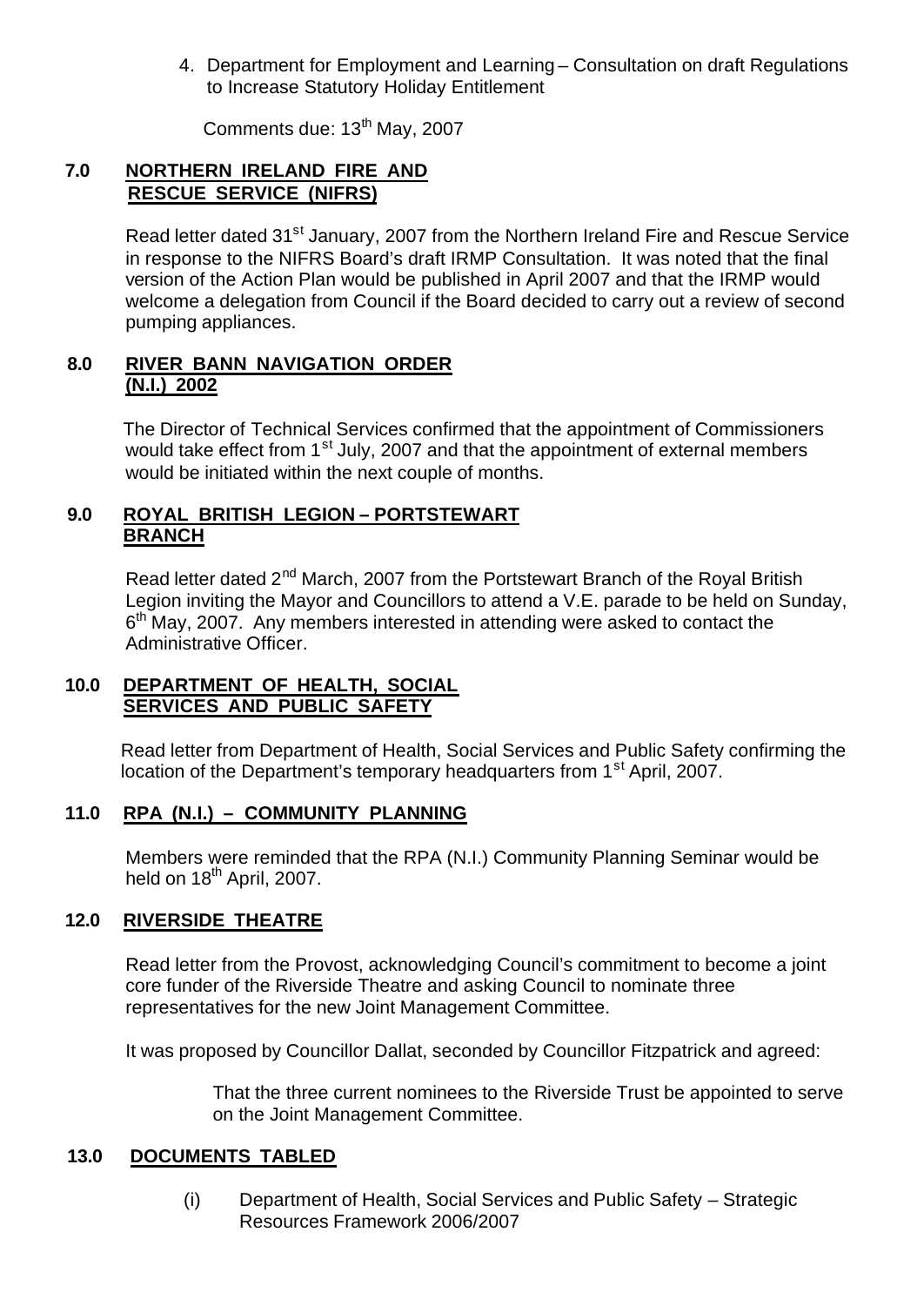4. Department for Employment and Learning – Consultation on draft Regulations to Increase Statutory Holiday Entitlement

   Comments due: 13th May, 2007

## 7.0 NORTHERN IRELAND FIRE AND RESCUE SERVICE (NIFRS)

Read letter dated 31st January, 2007 from the Northern Ireland Fire and Rescue Service in response to the NIFRS Board's draft IRMP Consultation. It was noted that the final version of the Action Plan would be published in April 2007 and that the IRMP would welcome a delegation from Council if the Board decided to carry out a review of second pumping appliances.

## 8.0 RIVER BANN NAVIGATION ORDER (N.I.) 2002

The Director of Technical Services confirmed that the appointment of Commissioners would take effect from 1st July, 2007 and that the appointment of external members would be initiated within the next couple of months.

## 9.0 ROYAL BRITISH LEGION – PORTSTEWART BRANCH

Read letter dated 2nd March, 2007 from the Portstewart Branch of the Royal British Legion inviting the Mayor and Councillors to attend a V.E. parade to be held on Sunday, 6th May, 2007. Any members interested in attending were asked to contact the Administrative Officer.

## 10.0 DEPARTMENT OF HEALTH, SOCIAL SERVICES AND PUBLIC SAFETY

Read letter from Department of Health, Social Services and Public Safety confirming the location of the Department's temporary headquarters from 1st April, 2007.

## 11.0 RPA (N.I.) – COMMUNITY PLANNING

Members were reminded that the RPA (N.I.) Community Planning Seminar would be held on 18th April, 2007.

## 12.0 RIVERSIDE THEATRE

Read letter from the Provost, acknowledging Council's commitment to become a joint core funder of the Riverside Theatre and asking Council to nominate three representatives for the new Joint Management Committee.

It was proposed by Councillor Dallat, seconded by Councillor Fitzpatrick and agreed:

> That the three current nominees to the Riverside Trust be appointed to serve on the Joint Management Committee.

## 13.0 DOCUMENTS TABLED

(i) Department of Health, Social Services and Public Safety – Strategic Resources Framework 2006/2007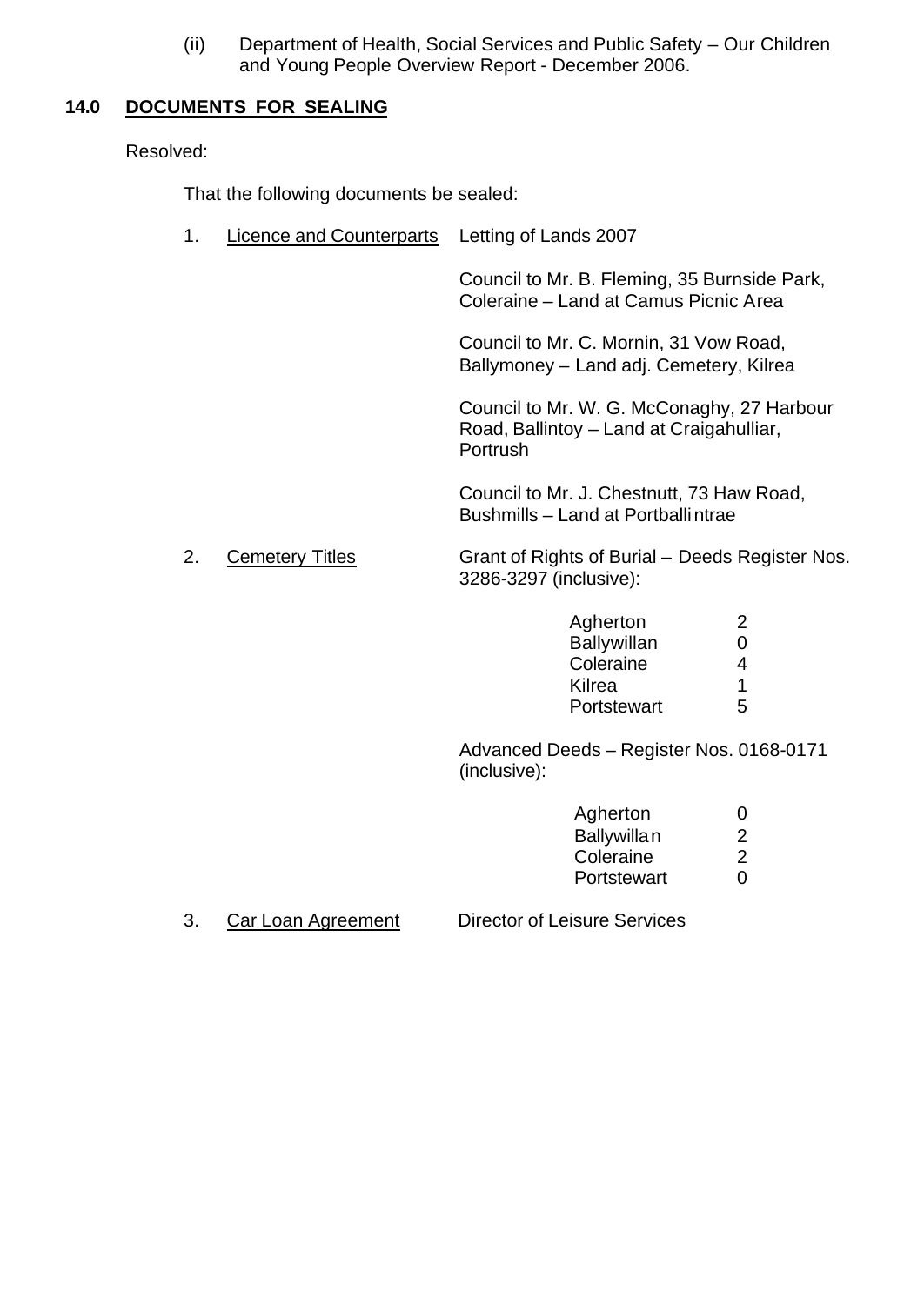(ii) Department of Health, Social Services and Public Safety – Our Children and Young People Overview Report - December 2006.

## 14.0 DOCUMENTS FOR SEALING

Resolved:

That the following documents be sealed:

1. Licence and Counterparts — Letting of Lands 2007

   Council to Mr. B. Fleming, 35 Burnside Park, Coleraine – Land at Camus Picnic Area

   Council to Mr. C. Mornin, 31 Vow Road, Ballymoney – Land adj. Cemetery, Kilrea

   Council to Mr. W. G. McConaghy, 27 Harbour Road, Ballintoy – Land at Craigahulliar, Portrush

   Council to Mr. J. Chestnutt, 73 Haw Road, Bushmills – Land at Portballintrae

2. Cemetery Titles — Grant of Rights of Burial – Deeds Register Nos. 3286-3297 (inclusive):

| | |
|---|---|
| Agherton | 2 |
| Ballywillan | 0 |
| Coleraine | 4 |
| Kilrea | 1 |
| Portstewart | 5 |

   Advanced Deeds – Register Nos. 0168-0171 (inclusive):

| | |
|---|---|
| Agherton | 0 |
| Ballywillan | 2 |
| Coleraine | 2 |
| Portstewart | 0 |

3. Car Loan Agreement — Director of Leisure Services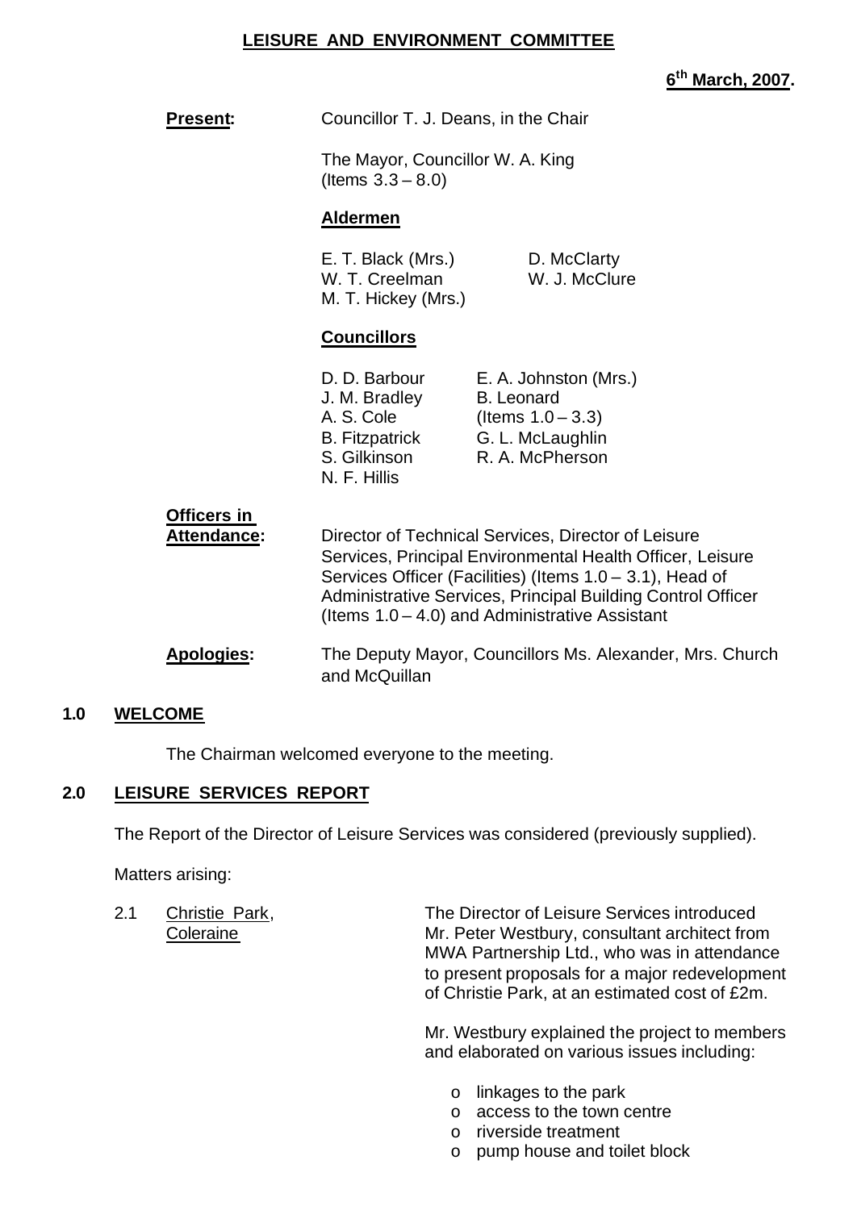# LEISURE AND ENVIRONMENT COMMITTEE

**6th March, 2007.**

**Present:** Councillor T. J. Deans, in the Chair

The Mayor, Councillor W. A. King (Items 3.3 – 8.0)

**Aldermen**

E. T. Black (Mrs.)
D. McClarty
W. T. Creelman
W. J. McClure
M. T. Hickey (Mrs.)

**Councillors**

D. D. Barbour
E. A. Johnston (Mrs.)
J. M. Bradley
B. Leonard (Items 1.0 – 3.3)
A. S. Cole
G. L. McLaughlin
B. Fitzpatrick
R. A. McPherson
S. Gilkinson
N. F. Hillis

**Officers in Attendance:** Director of Technical Services, Director of Leisure Services, Principal Environmental Health Officer, Leisure Services Officer (Facilities) (Items 1.0 – 3.1), Head of Administrative Services, Principal Building Control Officer (Items 1.0 – 4.0) and Administrative Assistant

**Apologies:** The Deputy Mayor, Councillors Ms. Alexander, Mrs. Church and McQuillan

## 1.0 WELCOME

The Chairman welcomed everyone to the meeting.

## 2.0 LEISURE SERVICES REPORT

The Report of the Director of Leisure Services was considered (previously supplied).

Matters arising:

2.1 Christie Park, Coleraine

The Director of Leisure Services introduced Mr. Peter Westbury, consultant architect from MWA Partnership Ltd., who was in attendance to present proposals for a major redevelopment of Christie Park, at an estimated cost of £2m.

Mr. Westbury explained the project to members and elaborated on various issues including:

- linkages to the park
- access to the town centre
- riverside treatment
- pump house and toilet block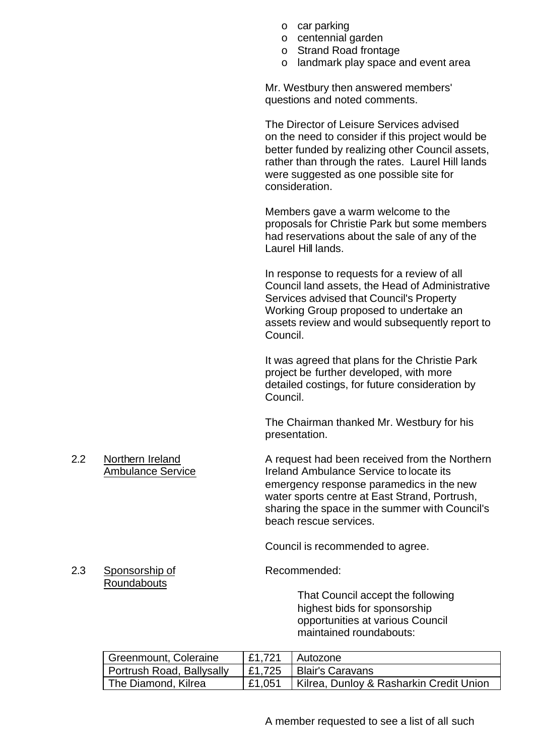- car parking
- centennial garden
- Strand Road frontage
- landmark play space and event area

Mr. Westbury then answered members' questions and noted comments.

The Director of Leisure Services advised on the need to consider if this project would be better funded by realizing other Council assets, rather than through the rates. Laurel Hill lands were suggested as one possible site for consideration.

Members gave a warm welcome to the proposals for Christie Park but some members had reservations about the sale of any of the Laurel Hill lands.

In response to requests for a review of all Council land assets, the Head of Administrative Services advised that Council's Property Working Group proposed to undertake an assets review and would subsequently report to Council.

It was agreed that plans for the Christie Park project be further developed, with more detailed costings, for future consideration by Council.

The Chairman thanked Mr. Westbury for his presentation.

2.2 Northern Ireland Ambulance Service

A request had been received from the Northern Ireland Ambulance Service to locate its emergency response paramedics in the new water sports centre at East Strand, Portrush, sharing the space in the summer with Council's beach rescue services.

Council is recommended to agree.

2.3 Sponsorship of Roundabouts

Recommended:

That Council accept the following highest bids for sponsorship opportunities at various Council maintained roundabouts:

| | | |
|---|---|---|
| Greenmount, Coleraine | £1,721 | Autozone |
| Portrush Road, Ballysally | £1,725 | Blair's Caravans |
| The Diamond, Kilrea | £1,051 | Kilrea, Dunloy & Rasharkin Credit Union |

A member requested to see a list of all such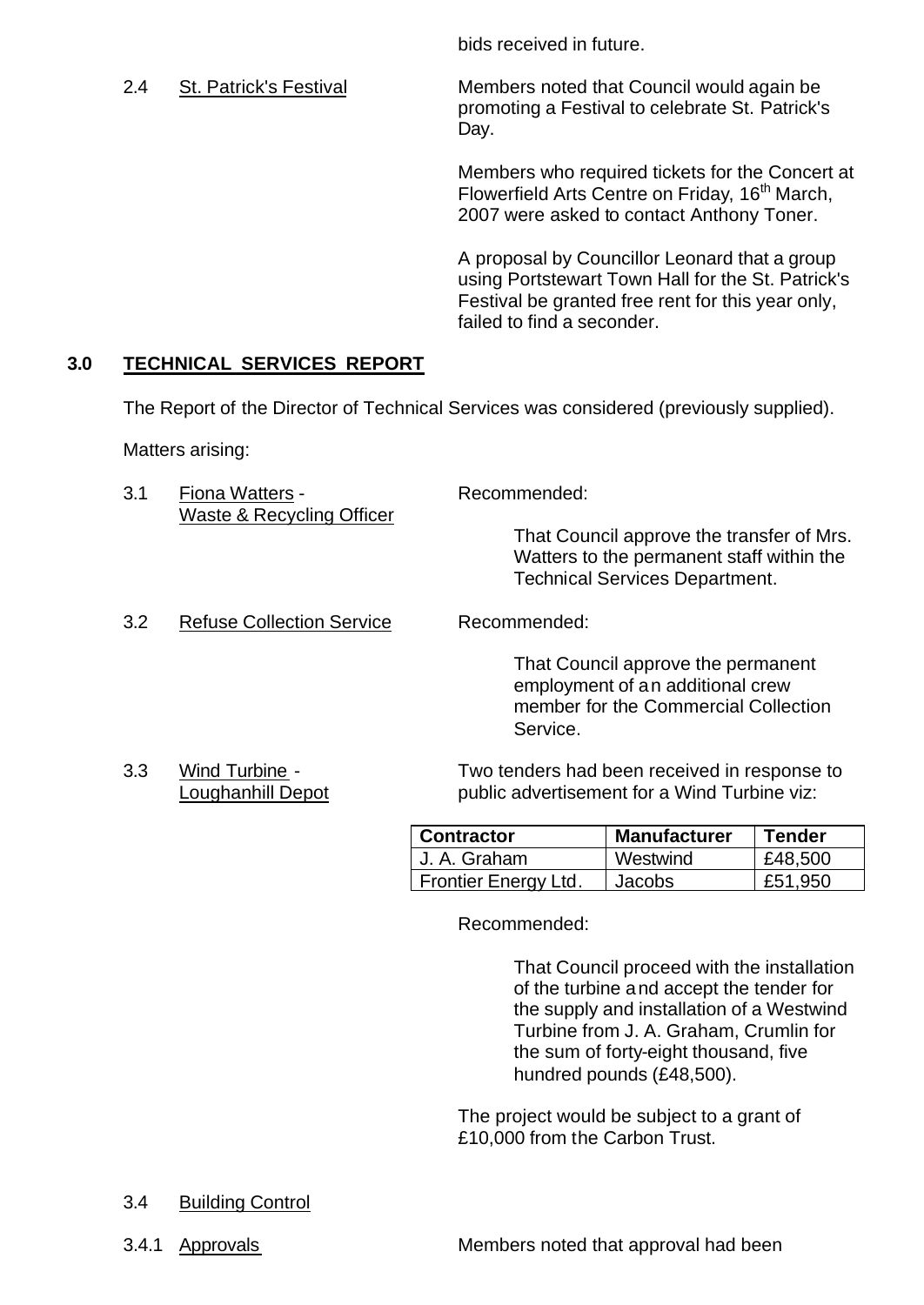bids received in future.

2.4 St. Patrick's Festival

Members noted that Council would again be promoting a Festival to celebrate St. Patrick's Day.

Members who required tickets for the Concert at Flowerfield Arts Centre on Friday, 16th March, 2007 were asked to contact Anthony Toner.

A proposal by Councillor Leonard that a group using Portstewart Town Hall for the St. Patrick's Festival be granted free rent for this year only, failed to find a seconder.

## 3.0 TECHNICAL SERVICES REPORT

The Report of the Director of Technical Services was considered (previously supplied).

Matters arising:

3.1 Fiona Watters - Waste & Recycling Officer

Recommended:

> That Council approve the transfer of Mrs. Watters to the permanent staff within the Technical Services Department.

3.2 Refuse Collection Service

Recommended:

> That Council approve the permanent employment of an additional crew member for the Commercial Collection Service.

3.3 Wind Turbine - Loughanhill Depot

Two tenders had been received in response to public advertisement for a Wind Turbine viz:

| Contractor | Manufacturer | Tender |
|---|---|---|
| J. A. Graham | Westwind | £48,500 |
| Frontier Energy Ltd. | Jacobs | £51,950 |

Recommended:

> That Council proceed with the installation of the turbine and accept the tender for the supply and installation of a Westwind Turbine from J. A. Graham, Crumlin for the sum of forty-eight thousand, five hundred pounds (£48,500).

The project would be subject to a grant of £10,000 from the Carbon Trust.

3.4 Building Control

3.4.1 Approvals

Members noted that approval had been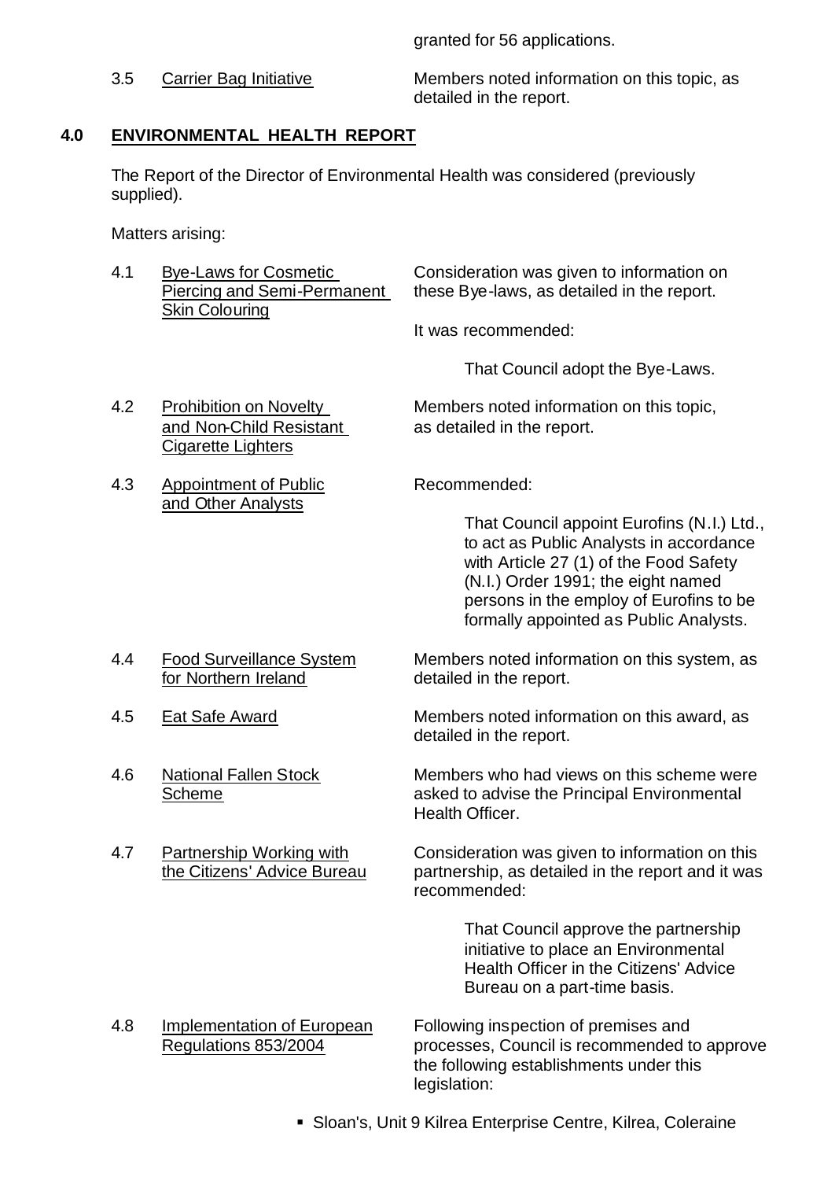granted for 56 applications.

3.5 Carrier Bag Initiative — Members noted information on this topic, as detailed in the report.

## 4.0 ENVIRONMENTAL HEALTH REPORT

The Report of the Director of Environmental Health was considered (previously supplied).

Matters arising:

4.1 Bye-Laws for Cosmetic Piercing and Semi-Permanent Skin Colouring — Consideration was given to information on these Bye-laws, as detailed in the report.

It was recommended:

> That Council adopt the Bye-Laws.

4.2 Prohibition on Novelty and Non-Child Resistant Cigarette Lighters — Members noted information on this topic, as detailed in the report.

4.3 Appointment of Public and Other Analysts — Recommended:

> That Council appoint Eurofins (N.I.) Ltd., to act as Public Analysts in accordance with Article 27 (1) of the Food Safety (N.I.) Order 1991; the eight named persons in the employ of Eurofins to be formally appointed as Public Analysts.

4.4 Food Surveillance System for Northern Ireland — Members noted information on this system, as detailed in the report.

4.5 Eat Safe Award — Members noted information on this award, as detailed in the report.

4.6 National Fallen Stock Scheme — Members who had views on this scheme were asked to advise the Principal Environmental Health Officer.

4.7 Partnership Working with the Citizens' Advice Bureau — Consideration was given to information on this partnership, as detailed in the report and it was recommended:

> That Council approve the partnership initiative to place an Environmental Health Officer in the Citizens' Advice Bureau on a part-time basis.

4.8 Implementation of European Regulations 853/2004 — Following inspection of premises and processes, Council is recommended to approve the following establishments under this legislation:

- Sloan's, Unit 9 Kilrea Enterprise Centre, Kilrea, Coleraine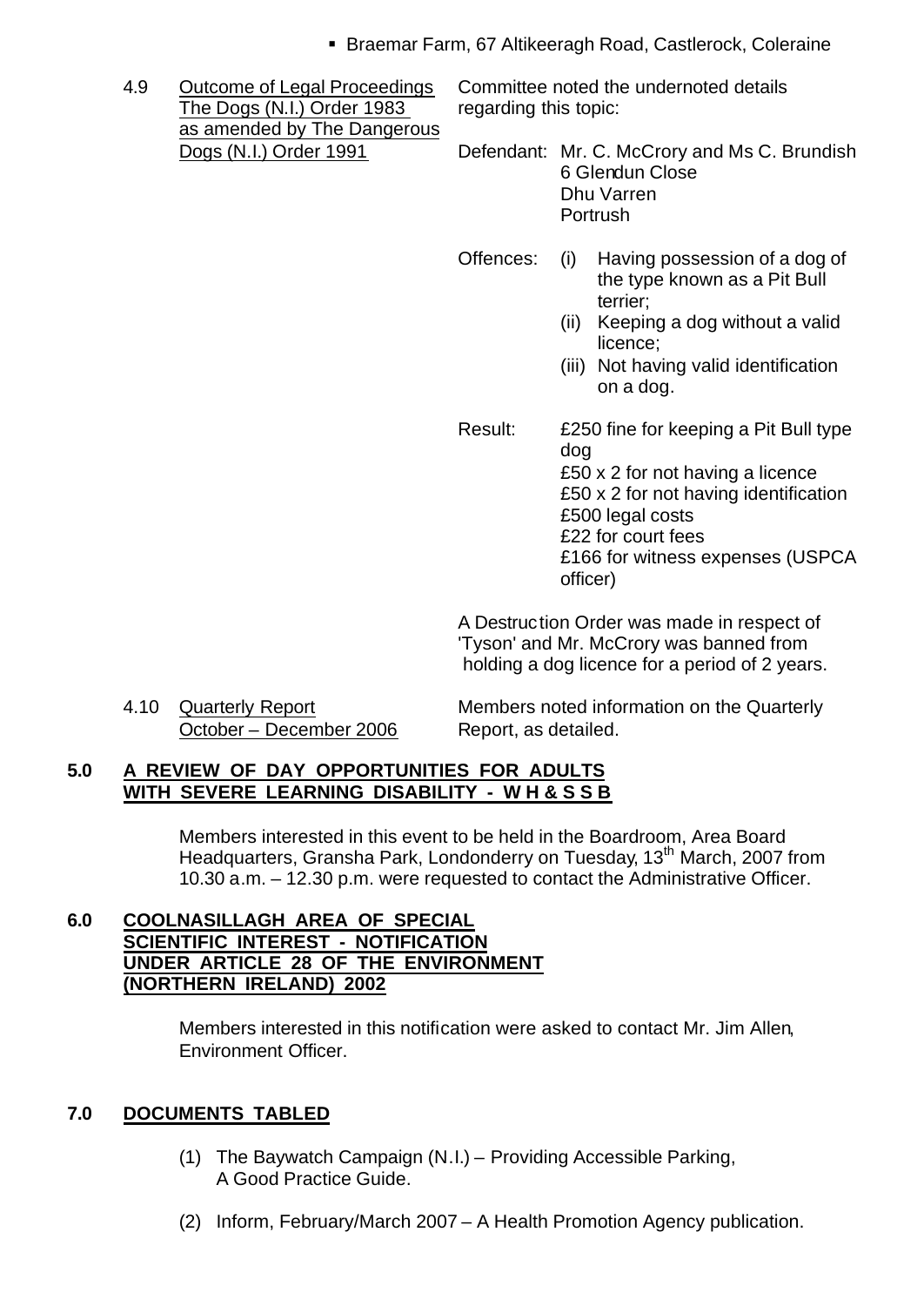- Braemar Farm, 67 Altikeeragh Road, Castlerock, Coleraine

4.9 Outcome of Legal Proceedings The Dogs (N.I.) Order 1983 as amended by The Dangerous Dogs (N.I.) Order 1991

Committee noted the undernoted details regarding this topic:

Defendant: Mr. C. McCrory and Ms C. Brundish
6 Glendun Close
Dhu Varren
Portrush

Offences:
(i) Having possession of a dog of the type known as a Pit Bull terrier;
(ii) Keeping a dog without a valid licence;
(iii) Not having valid identification on a dog.

Result:
£250 fine for keeping a Pit Bull type dog
£50 x 2 for not having a licence
£50 x 2 for not having identification
£500 legal costs
£22 for court fees
£166 for witness expenses (USPCA officer)

A Destruction Order was made in respect of 'Tyson' and Mr. McCrory was banned from holding a dog licence for a period of 2 years.

4.10 Quarterly Report October – December 2006

Members noted information on the Quarterly Report, as detailed.

## 5.0 A REVIEW OF DAY OPPORTUNITIES FOR ADULTS WITH SEVERE LEARNING DISABILITY - W H & S S B

Members interested in this event to be held in the Boardroom, Area Board Headquarters, Gransha Park, Londonderry on Tuesday, 13th March, 2007 from 10.30 a.m. – 12.30 p.m. were requested to contact the Administrative Officer.

## 6.0 COOLNASILLAGH AREA OF SPECIAL SCIENTIFIC INTEREST - NOTIFICATION UNDER ARTICLE 28 OF THE ENVIRONMENT (NORTHERN IRELAND) 2002

Members interested in this notification were asked to contact Mr. Jim Allen, Environment Officer.

## 7.0 DOCUMENTS TABLED

(1) The Baywatch Campaign (N.I.) – Providing Accessible Parking, A Good Practice Guide.

(2) Inform, February/March 2007 – A Health Promotion Agency publication.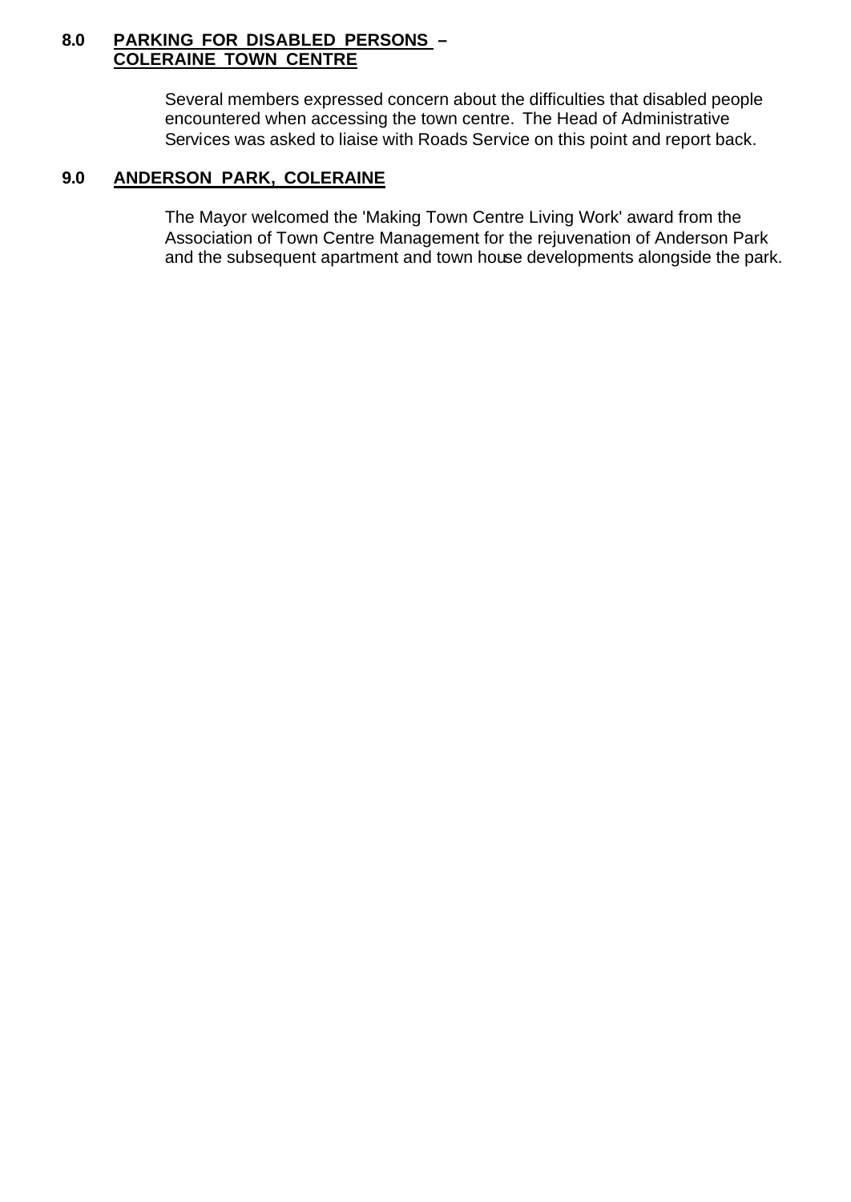## 8.0 PARKING FOR DISABLED PERSONS – COLERAINE TOWN CENTRE

Several members expressed concern about the difficulties that disabled people encountered when accessing the town centre. The Head of Administrative Services was asked to liaise with Roads Service on this point and report back.

## 9.0 ANDERSON PARK, COLERAINE

The Mayor welcomed the 'Making Town Centre Living Work' award from the Association of Town Centre Management for the rejuvenation of Anderson Park and the subsequent apartment and town house developments alongside the park.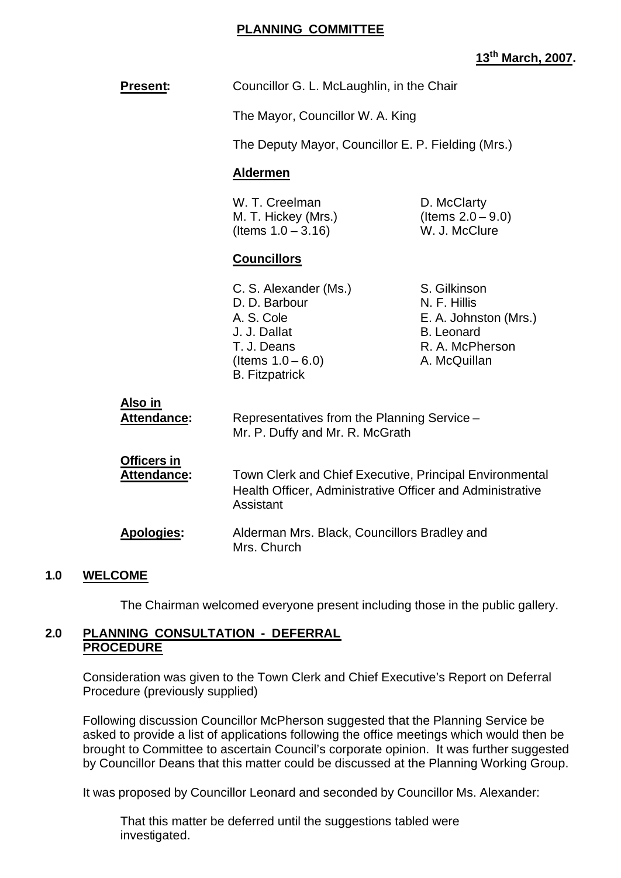# PLANNING COMMITTEE

**13th March, 2007.**

**Present:** Councillor G. L. McLaughlin, in the Chair

The Mayor, Councillor W. A. King

The Deputy Mayor, Councillor E. P. Fielding (Mrs.)

**Aldermen**

W. T. Creelman
M. T. Hickey (Mrs.) (Items 1.0 – 3.16)
D. McClarty (Items 2.0 – 9.0)
W. J. McClure

**Councillors**

C. S. Alexander (Ms.)
D. D. Barbour
A. S. Cole
J. J. Dallat
T. J. Deans (Items 1.0 – 6.0)
B. Fitzpatrick
S. Gilkinson
N. F. Hillis
E. A. Johnston (Mrs.)
B. Leonard
R. A. McPherson
A. McQuillan

**Also in Attendance:** Representatives from the Planning Service – Mr. P. Duffy and Mr. R. McGrath

**Officers in Attendance:** Town Clerk and Chief Executive, Principal Environmental Health Officer, Administrative Officer and Administrative Assistant

**Apologies:** Alderman Mrs. Black, Councillors Bradley and Mrs. Church

## 1.0 WELCOME

The Chairman welcomed everyone present including those in the public gallery.

## 2.0 PLANNING CONSULTATION - DEFERRAL PROCEDURE

Consideration was given to the Town Clerk and Chief Executive's Report on Deferral Procedure (previously supplied)

Following discussion Councillor McPherson suggested that the Planning Service be asked to provide a list of applications following the office meetings which would then be brought to Committee to ascertain Council's corporate opinion. It was further suggested by Councillor Deans that this matter could be discussed at the Planning Working Group.

It was proposed by Councillor Leonard and seconded by Councillor Ms. Alexander:

That this matter be deferred until the suggestions tabled were investigated.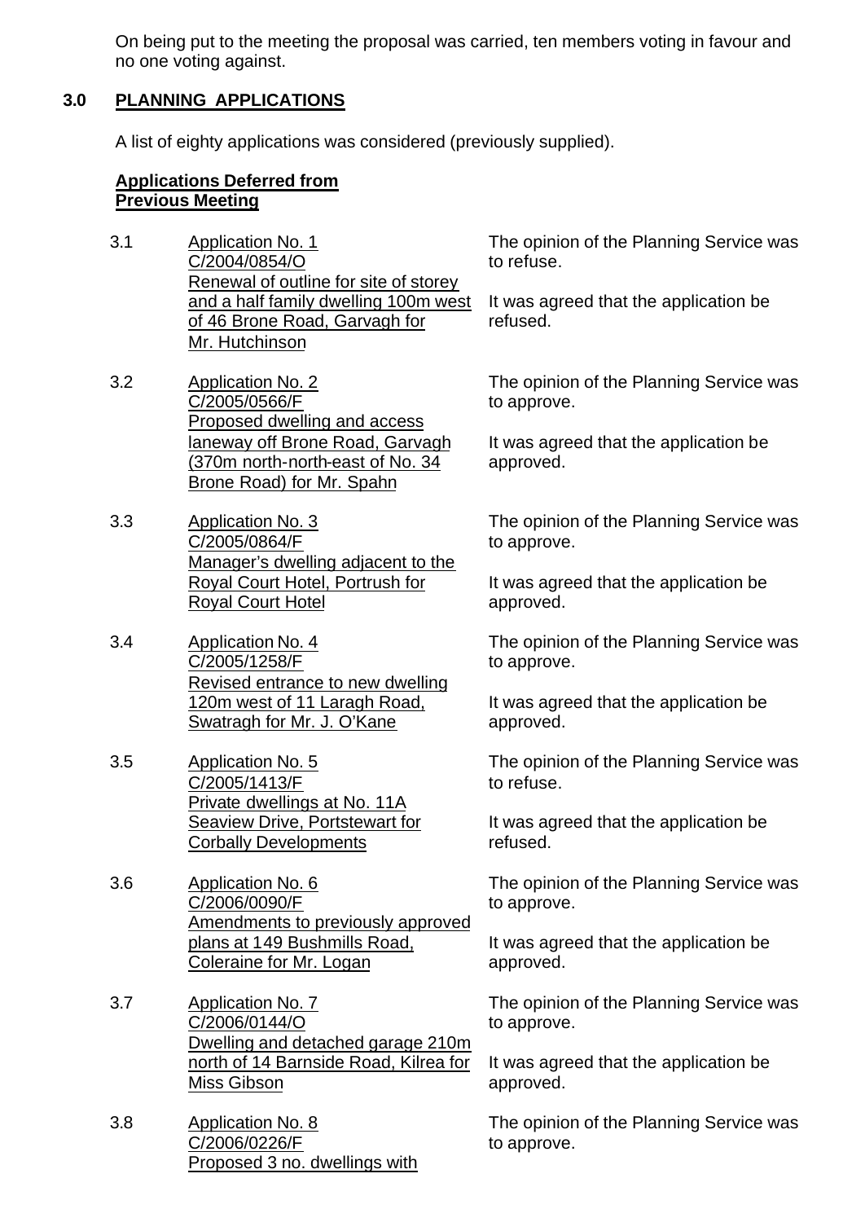On being put to the meeting the proposal was carried, ten members voting in favour and no one voting against.

## 3.0 PLANNING APPLICATIONS

A list of eighty applications was considered (previously supplied).

### Applications Deferred from Previous Meeting

3.1 Application No. 1
C/2004/0854/O
Renewal of outline for site of storey and a half family dwelling 100m west of 46 Brone Road, Garvagh for Mr. Hutchinson

The opinion of the Planning Service was to refuse.

It was agreed that the application be refused.

3.2 Application No. 2
C/2005/0566/F
Proposed dwelling and access laneway off Brone Road, Garvagh (370m north-north-east of No. 34 Brone Road) for Mr. Spahn

The opinion of the Planning Service was to approve.

It was agreed that the application be approved.

3.3 Application No. 3
C/2005/0864/F
Manager's dwelling adjacent to the Royal Court Hotel, Portrush for Royal Court Hotel

The opinion of the Planning Service was to approve.

It was agreed that the application be approved.

3.4 Application No. 4
C/2005/1258/F
Revised entrance to new dwelling 120m west of 11 Laragh Road, Swatragh for Mr. J. O'Kane

The opinion of the Planning Service was to approve.

It was agreed that the application be approved.

3.5 Application No. 5
C/2005/1413/F
Private dwellings at No. 11A Seaview Drive, Portstewart for Corbally Developments

The opinion of the Planning Service was to refuse.

It was agreed that the application be refused.

3.6 Application No. 6
C/2006/0090/F
Amendments to previously approved plans at 149 Bushmills Road, Coleraine for Mr. Logan

The opinion of the Planning Service was to approve.

It was agreed that the application be approved.

3.7 Application No. 7
C/2006/0144/O
Dwelling and detached garage 210m north of 14 Barnside Road, Kilrea for Miss Gibson

The opinion of the Planning Service was to approve.

It was agreed that the application be approved.

3.8 Application No. 8
C/2006/0226/F
Proposed 3 no. dwellings with

The opinion of the Planning Service was to approve.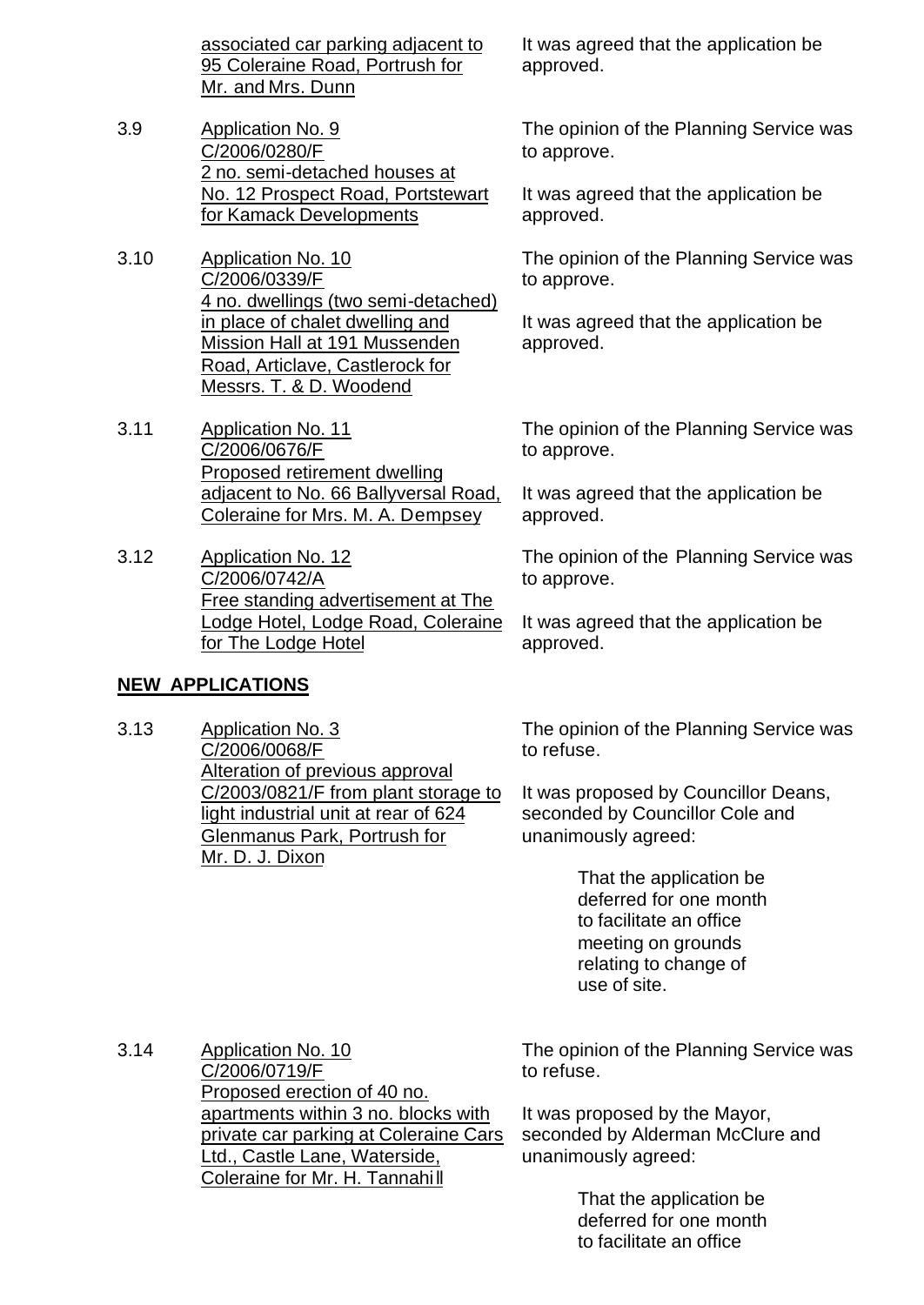associated car parking adjacent to 95 Coleraine Road, Portrush for Mr. and Mrs. Dunn

It was agreed that the application be approved.

3.9 Application No. 9
C/2006/0280/F
2 no. semi-detached houses at No. 12 Prospect Road, Portstewart for Kamack Developments

The opinion of the Planning Service was to approve.

It was agreed that the application be approved.

3.10 Application No. 10
C/2006/0339/F
4 no. dwellings (two semi-detached) in place of chalet dwelling and Mission Hall at 191 Mussenden Road, Articlave, Castlerock for Messrs. T. & D. Woodend

The opinion of the Planning Service was to approve.

It was agreed that the application be approved.

3.11 Application No. 11
C/2006/0676/F
Proposed retirement dwelling adjacent to No. 66 Ballyversal Road, Coleraine for Mrs. M. A. Dempsey

The opinion of the Planning Service was to approve.

It was agreed that the application be approved.

3.12 Application No. 12
C/2006/0742/A
Free standing advertisement at The Lodge Hotel, Lodge Road, Coleraine for The Lodge Hotel

The opinion of the Planning Service was to approve.

It was agreed that the application be approved.

**NEW APPLICATIONS**

3.13 Application No. 3
C/2006/0068/F
Alteration of previous approval C/2003/0821/F from plant storage to light industrial unit at rear of 624 Glenmanus Park, Portrush for Mr. D. J. Dixon

The opinion of the Planning Service was to refuse.

It was proposed by Councillor Deans, seconded by Councillor Cole and unanimously agreed:

> That the application be deferred for one month to facilitate an office meeting on grounds relating to change of use of site.

3.14 Application No. 10
C/2006/0719/F
Proposed erection of 40 no. apartments within 3 no. blocks with private car parking at Coleraine Cars Ltd., Castle Lane, Waterside, Coleraine for Mr. H. Tannahill

The opinion of the Planning Service was to refuse.

It was proposed by the Mayor, seconded by Alderman McClure and unanimously agreed:

> That the application be deferred for one month to facilitate an office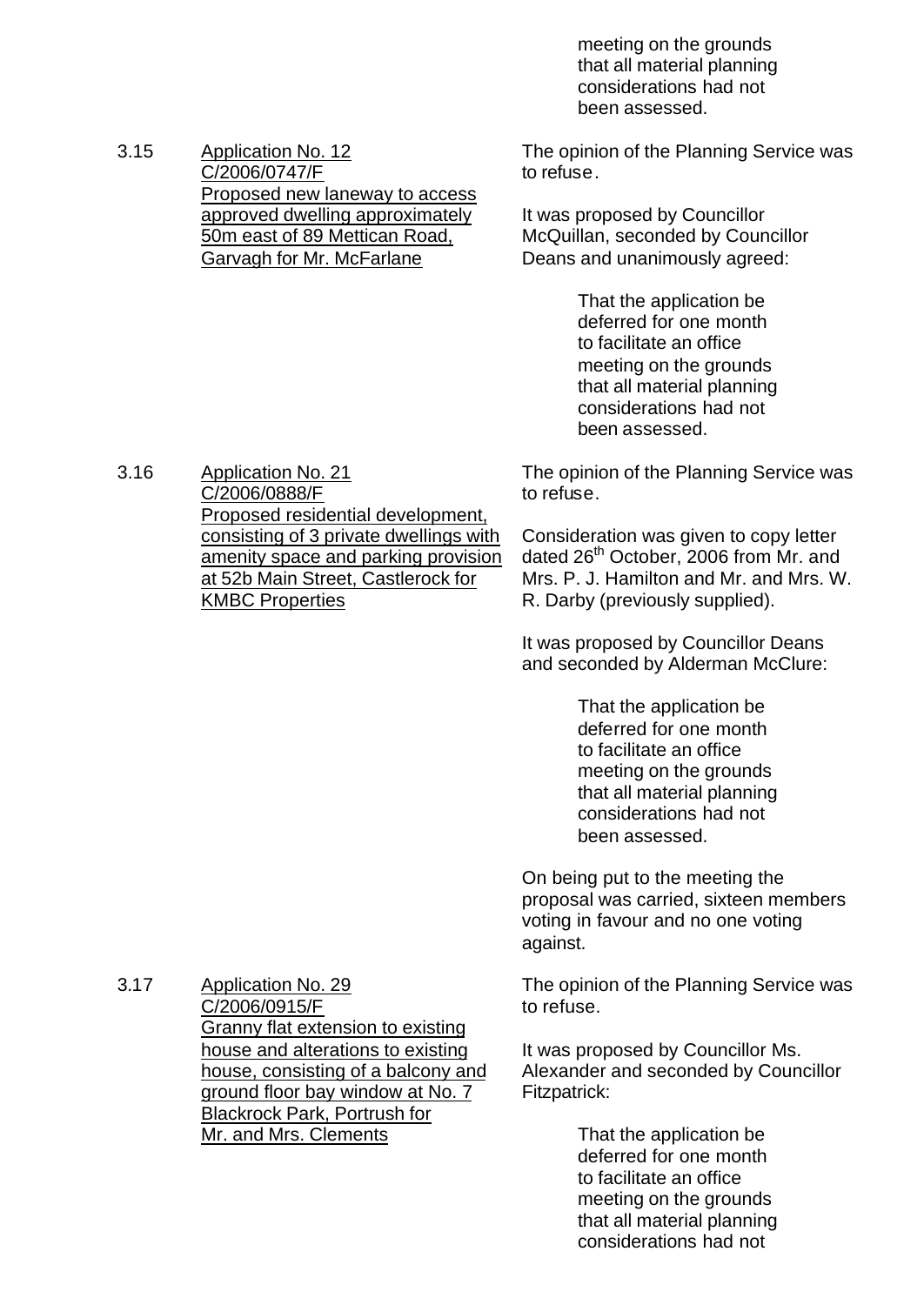meeting on the grounds that all material planning considerations had not been assessed.

3.15 Application No. 12
C/2006/0747/F
Proposed new laneway to access approved dwelling approximately 50m east of 89 Mettican Road, Garvagh for Mr. McFarlane

The opinion of the Planning Service was to refuse.

It was proposed by Councillor McQuillan, seconded by Councillor Deans and unanimously agreed:

> That the application be deferred for one month to facilitate an office meeting on the grounds that all material planning considerations had not been assessed.

3.16 Application No. 21
C/2006/0888/F
Proposed residential development, consisting of 3 private dwellings with amenity space and parking provision at 52b Main Street, Castlerock for KMBC Properties

The opinion of the Planning Service was to refuse.

Consideration was given to copy letter dated 26th October, 2006 from Mr. and Mrs. P. J. Hamilton and Mr. and Mrs. W. R. Darby (previously supplied).

It was proposed by Councillor Deans and seconded by Alderman McClure:

> That the application be deferred for one month to facilitate an office meeting on the grounds that all material planning considerations had not been assessed.

On being put to the meeting the proposal was carried, sixteen members voting in favour and no one voting against.

3.17 Application No. 29
C/2006/0915/F
Granny flat extension to existing house and alterations to existing house, consisting of a balcony and ground floor bay window at No. 7 Blackrock Park, Portrush for Mr. and Mrs. Clements

The opinion of the Planning Service was to refuse.

It was proposed by Councillor Ms. Alexander and seconded by Councillor Fitzpatrick:

> That the application be deferred for one month to facilitate an office meeting on the grounds that all material planning considerations had not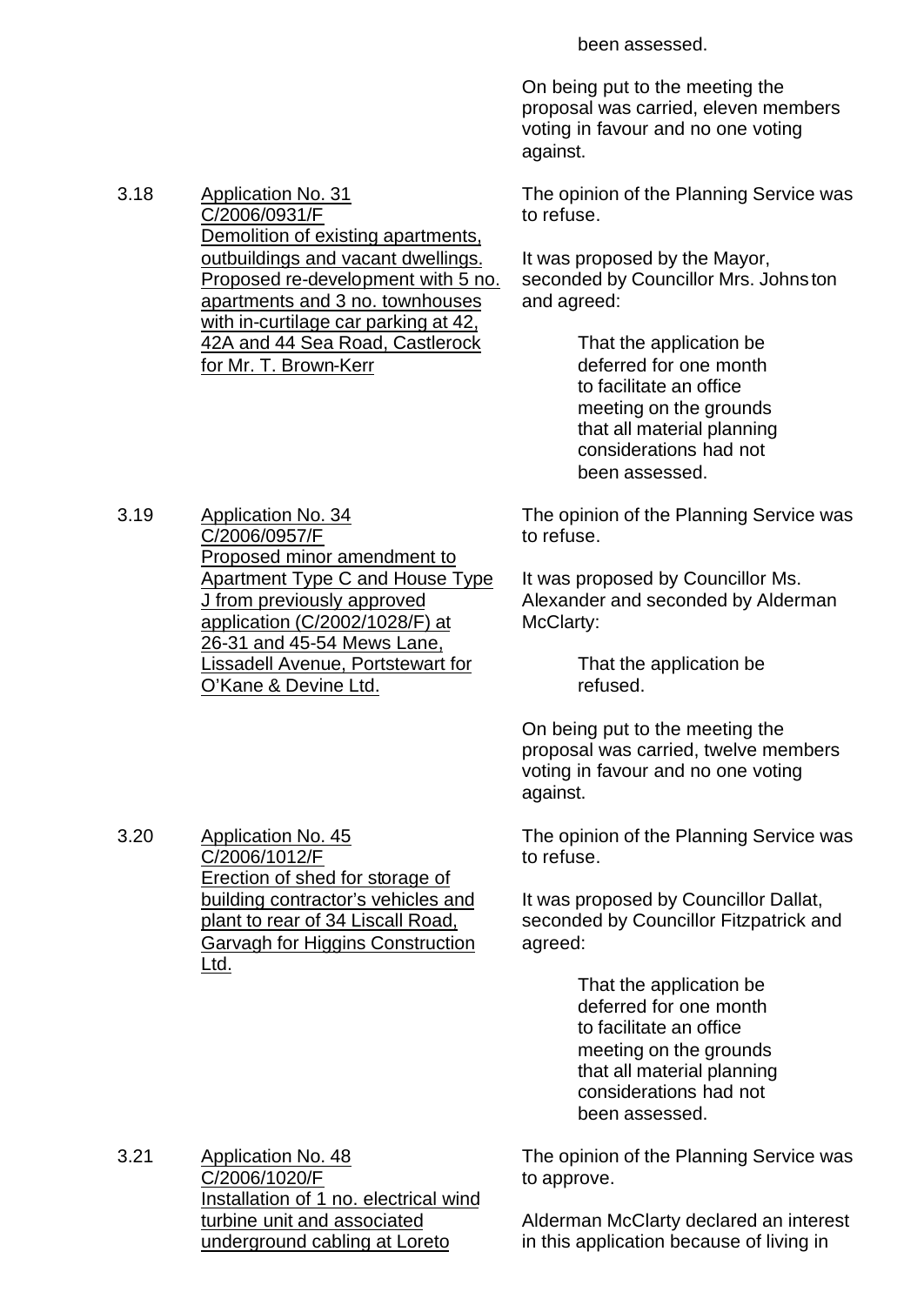been assessed.

On being put to the meeting the proposal was carried, eleven members voting in favour and no one voting against.

3.18 Application No. 31
C/2006/0931/F
Demolition of existing apartments, outbuildings and vacant dwellings. Proposed re-development with 5 no. apartments and 3 no. townhouses with in-curtilage car parking at 42, 42A and 44 Sea Road, Castlerock for Mr. T. Brown-Kerr

The opinion of the Planning Service was to refuse.

It was proposed by the Mayor, seconded by Councillor Mrs. Johnston and agreed:

> That the application be deferred for one month to facilitate an office meeting on the grounds that all material planning considerations had not been assessed.

3.19 Application No. 34
C/2006/0957/F
Proposed minor amendment to Apartment Type C and House Type J from previously approved application (C/2002/1028/F) at 26-31 and 45-54 Mews Lane, Lissadell Avenue, Portstewart for O'Kane & Devine Ltd.

The opinion of the Planning Service was to refuse.

It was proposed by Councillor Ms. Alexander and seconded by Alderman McClarty:

> That the application be refused.

On being put to the meeting the proposal was carried, twelve members voting in favour and no one voting against.

3.20 Application No. 45
C/2006/1012/F
Erection of shed for storage of building contractor's vehicles and plant to rear of 34 Liscall Road, Garvagh for Higgins Construction Ltd.

The opinion of the Planning Service was to refuse.

It was proposed by Councillor Dallat, seconded by Councillor Fitzpatrick and agreed:

> That the application be deferred for one month to facilitate an office meeting on the grounds that all material planning considerations had not been assessed.

3.21 Application No. 48
C/2006/1020/F
Installation of 1 no. electrical wind turbine unit and associated underground cabling at Loreto

The opinion of the Planning Service was to approve.

Alderman McClarty declared an interest in this application because of living in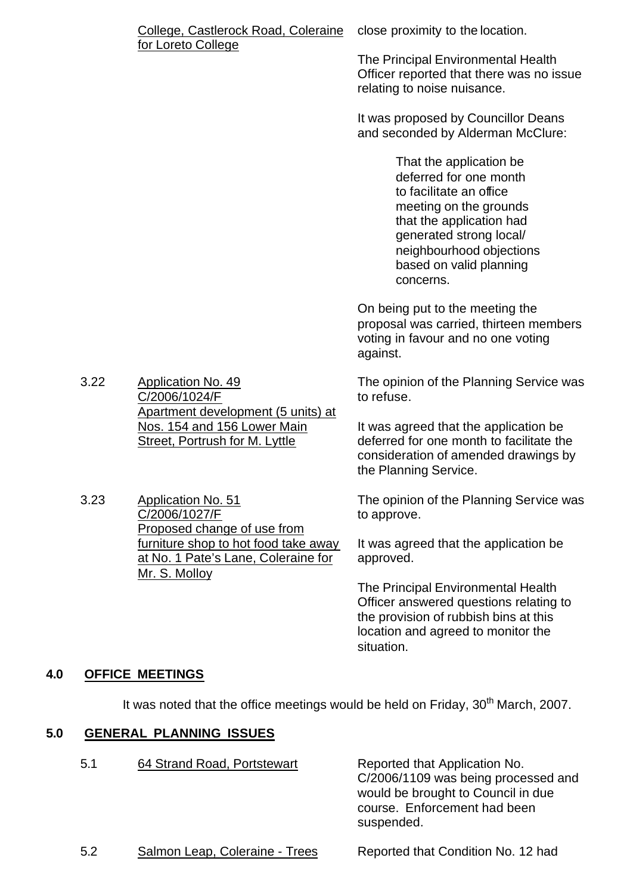| | | |
|---|---|---|
| | College, Castlerock Road, Coleraine for Loreto College | close proximity to the location.<br><br>The Principal Environmental Health Officer reported that there was no issue relating to noise nuisance.<br><br>It was proposed by Councillor Deans and seconded by Alderman McClure:<br><br>That the application be deferred for one month to facilitate an office meeting on the grounds that the application had generated strong local/ neighbourhood objections based on valid planning concerns.<br><br>On being put to the meeting the proposal was carried, thirteen members voting in favour and no one voting against. |
| 3.22 | Application No. 49<br>C/2006/1024/F<br>Apartment development (5 units) at Nos. 154 and 156 Lower Main Street, Portrush for M. Lyttle | The opinion of the Planning Service was to refuse.<br><br>It was agreed that the application be deferred for one month to facilitate the consideration of amended drawings by the Planning Service. |
| 3.23 | Application No. 51<br>C/2006/1027/F<br>Proposed change of use from furniture shop to hot food take away at No. 1 Pate's Lane, Coleraine for Mr. S. Molloy | The opinion of the Planning Service was to approve.<br><br>It was agreed that the application be approved.<br><br>The Principal Environmental Health Officer answered questions relating to the provision of rubbish bins at this location and agreed to monitor the situation. |

## 4.0 OFFICE MEETINGS

It was noted that the office meetings would be held on Friday, 30th March, 2007.

## 5.0 GENERAL PLANNING ISSUES

| | | |
|---|---|---|
| 5.1 | 64 Strand Road, Portstewart | Reported that Application No. C/2006/1109 was being processed and would be brought to Council in due course. Enforcement had been suspended. |
| 5.2 | Salmon Leap, Coleraine - Trees | Reported that Condition No. 12 had |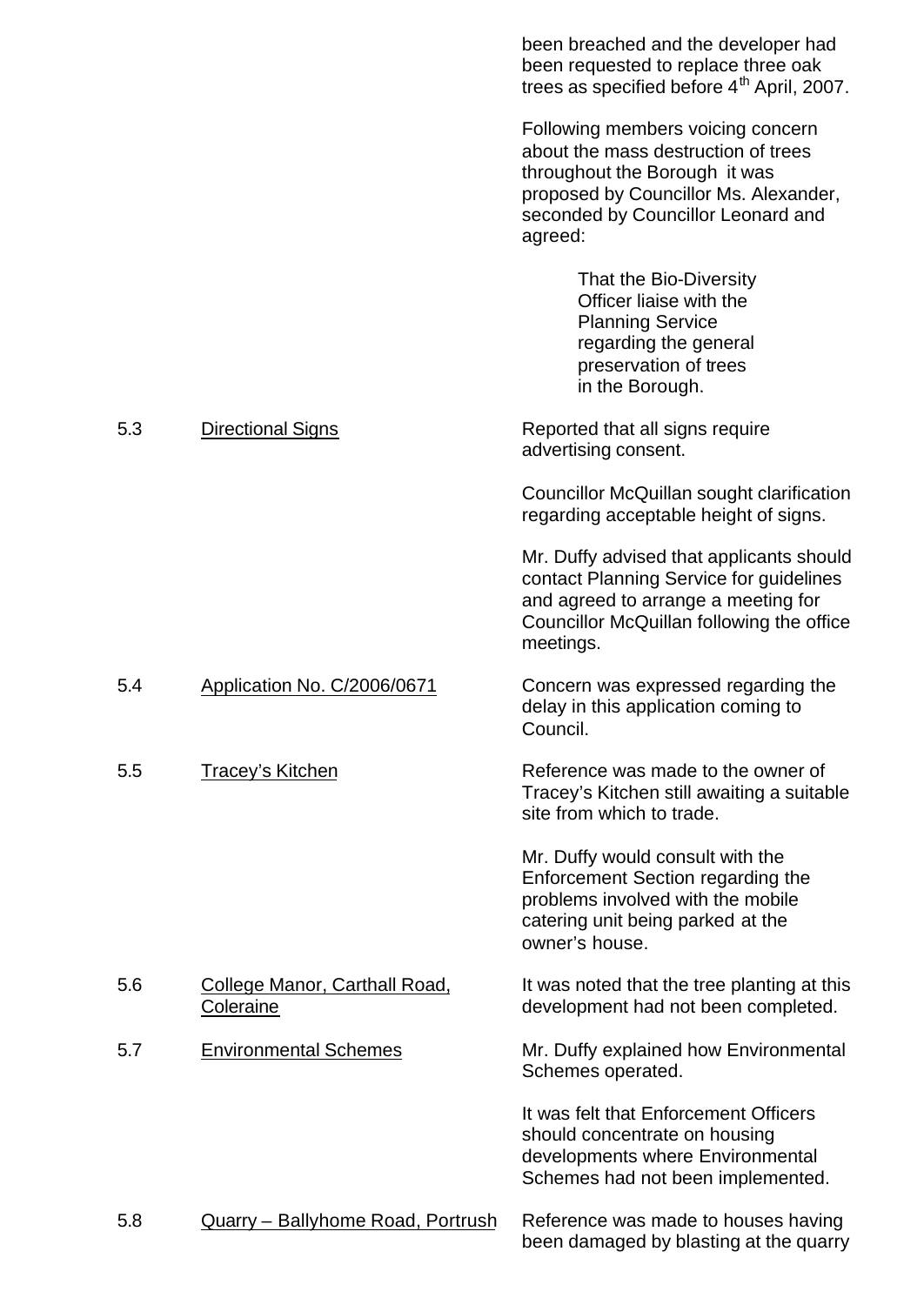been breached and the developer had been requested to replace three oak trees as specified before 4th April, 2007.

Following members voicing concern about the mass destruction of trees throughout the Borough it was proposed by Councillor Ms. Alexander, seconded by Councillor Leonard and agreed:

> That the Bio-Diversity Officer liaise with the Planning Service regarding the general preservation of trees in the Borough.

5.3 Directional Signs

Reported that all signs require advertising consent.

Councillor McQuillan sought clarification regarding acceptable height of signs.

Mr. Duffy advised that applicants should contact Planning Service for guidelines and agreed to arrange a meeting for Councillor McQuillan following the office meetings.

5.4 Application No. C/2006/0671

Concern was expressed regarding the delay in this application coming to Council.

5.5 Tracey's Kitchen

Reference was made to the owner of Tracey's Kitchen still awaiting a suitable site from which to trade.

Mr. Duffy would consult with the Enforcement Section regarding the problems involved with the mobile catering unit being parked at the owner's house.

5.6 College Manor, Carthall Road, Coleraine

It was noted that the tree planting at this development had not been completed.

5.7 Environmental Schemes

Mr. Duffy explained how Environmental Schemes operated.

It was felt that Enforcement Officers should concentrate on housing developments where Environmental Schemes had not been implemented.

5.8 Quarry – Ballyhome Road, Portrush

Reference was made to houses having been damaged by blasting at the quarry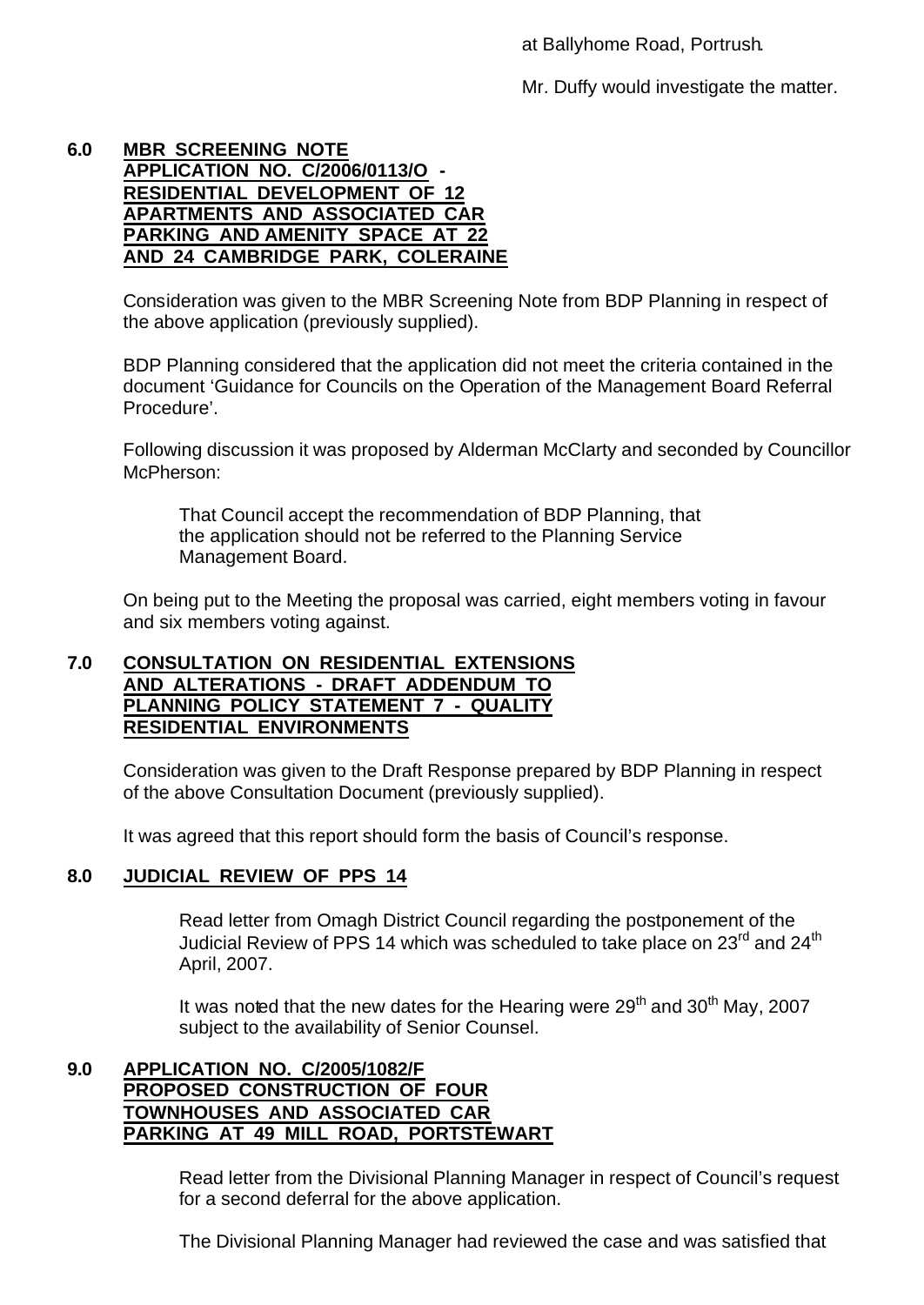at Ballyhome Road, Portrush.

Mr. Duffy would investigate the matter.

## 6.0 MBR SCREENING NOTE APPLICATION NO. C/2006/0113/O - RESIDENTIAL DEVELOPMENT OF 12 APARTMENTS AND ASSOCIATED CAR PARKING AND AMENITY SPACE AT 22 AND 24 CAMBRIDGE PARK, COLERAINE

Consideration was given to the MBR Screening Note from BDP Planning in respect of the above application (previously supplied).

BDP Planning considered that the application did not meet the criteria contained in the document 'Guidance for Councils on the Operation of the Management Board Referral Procedure'.

Following discussion it was proposed by Alderman McClarty and seconded by Councillor McPherson:

> That Council accept the recommendation of BDP Planning, that the application should not be referred to the Planning Service Management Board.

On being put to the Meeting the proposal was carried, eight members voting in favour and six members voting against.

## 7.0 CONSULTATION ON RESIDENTIAL EXTENSIONS AND ALTERATIONS - DRAFT ADDENDUM TO PLANNING POLICY STATEMENT 7 - QUALITY RESIDENTIAL ENVIRONMENTS

Consideration was given to the Draft Response prepared by BDP Planning in respect of the above Consultation Document (previously supplied).

It was agreed that this report should form the basis of Council's response.

## 8.0 JUDICIAL REVIEW OF PPS 14

Read letter from Omagh District Council regarding the postponement of the Judicial Review of PPS 14 which was scheduled to take place on 23rd and 24th April, 2007.

It was noted that the new dates for the Hearing were 29th and 30th May, 2007 subject to the availability of Senior Counsel.

## 9.0 APPLICATION NO. C/2005/1082/F PROPOSED CONSTRUCTION OF FOUR TOWNHOUSES AND ASSOCIATED CAR PARKING AT 49 MILL ROAD, PORTSTEWART

Read letter from the Divisional Planning Manager in respect of Council's request for a second deferral for the above application.

The Divisional Planning Manager had reviewed the case and was satisfied that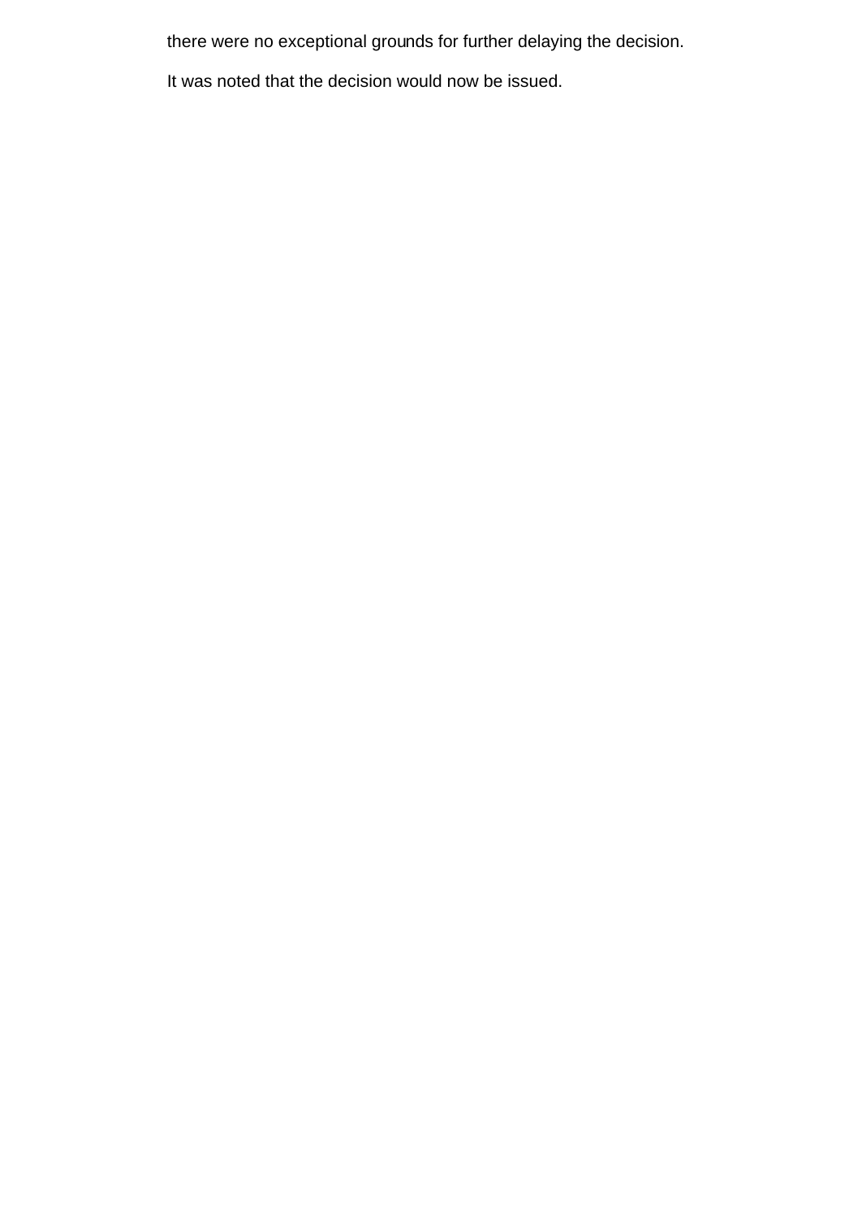there were no exceptional grounds for further delaying the decision.

It was noted that the decision would now be issued.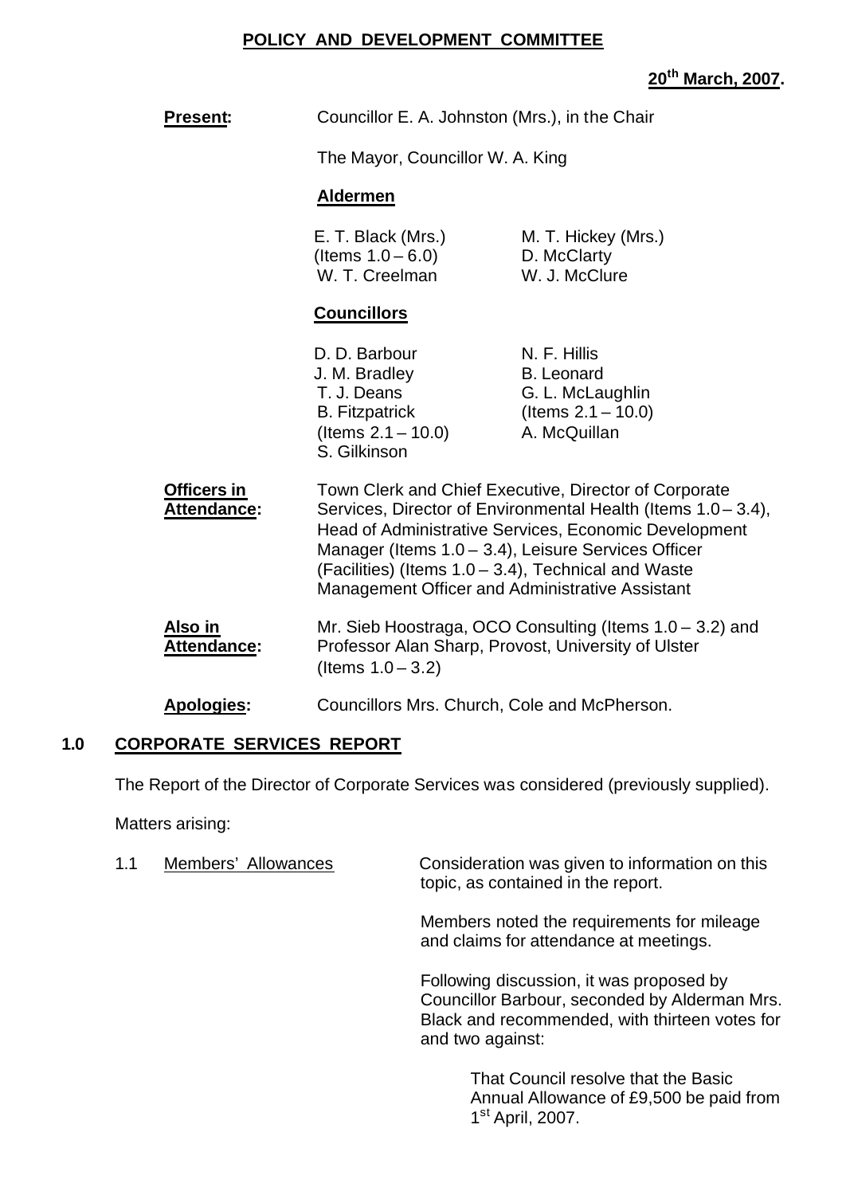# POLICY AND DEVELOPMENT COMMITTEE

**20th March, 2007.**

**Present:** Councillor E. A. Johnston (Mrs.), in the Chair

The Mayor, Councillor W. A. King

**Aldermen**

E. T. Black (Mrs.) (Items 1.0 – 6.0)
W. T. Creelman
M. T. Hickey (Mrs.)
D. McClarty
W. J. McClure

**Councillors**

D. D. Barbour
J. M. Bradley
T. J. Deans
B. Fitzpatrick (Items 2.1 – 10.0)
S. Gilkinson
N. F. Hillis
B. Leonard
G. L. McLaughlin (Items 2.1 – 10.0)
A. McQuillan

**Officers in Attendance:** Town Clerk and Chief Executive, Director of Corporate Services, Director of Environmental Health (Items 1.0 – 3.4), Head of Administrative Services, Economic Development Manager (Items 1.0 – 3.4), Leisure Services Officer (Facilities) (Items 1.0 – 3.4), Technical and Waste Management Officer and Administrative Assistant

**Also in Attendance:** Mr. Sieb Hoostraga, OCO Consulting (Items 1.0 – 3.2) and Professor Alan Sharp, Provost, University of Ulster (Items 1.0 – 3.2)

**Apologies:** Councillors Mrs. Church, Cole and McPherson.

## 1.0 CORPORATE SERVICES REPORT

The Report of the Director of Corporate Services was considered (previously supplied).

Matters arising:

1.1 Members' Allowances

Consideration was given to information on this topic, as contained in the report.

Members noted the requirements for mileage and claims for attendance at meetings.

Following discussion, it was proposed by Councillor Barbour, seconded by Alderman Mrs. Black and recommended, with thirteen votes for and two against:

> That Council resolve that the Basic Annual Allowance of £9,500 be paid from 1st April, 2007.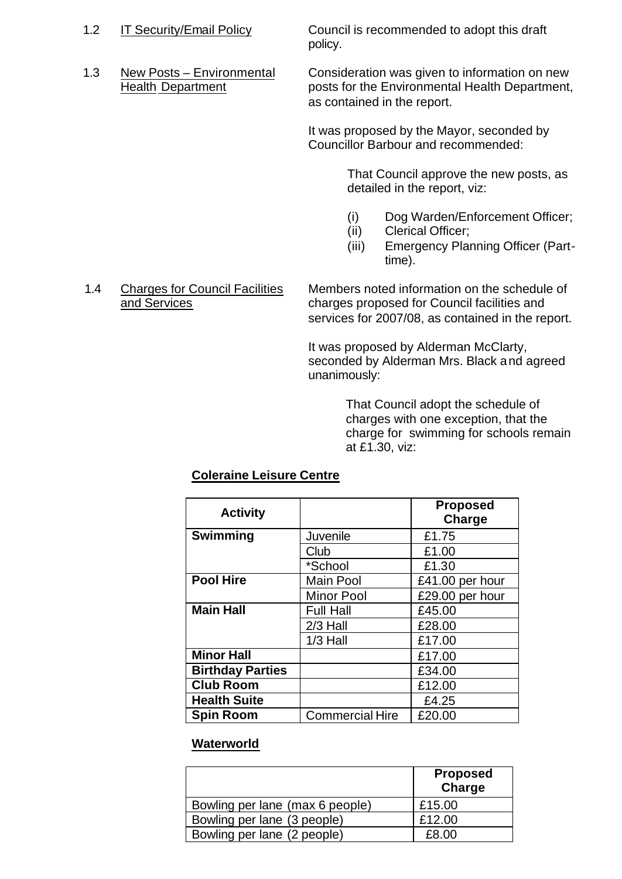1.2 IT Security/Email Policy

Council is recommended to adopt this draft policy.

1.3 New Posts – Environmental Health Department

Consideration was given to information on new posts for the Environmental Health Department, as contained in the report.

It was proposed by the Mayor, seconded by Councillor Barbour and recommended:

> That Council approve the new posts, as detailed in the report, viz:
>
> (i) Dog Warden/Enforcement Officer;
> (ii) Clerical Officer;
> (iii) Emergency Planning Officer (Part-time).

1.4 Charges for Council Facilities and Services

Members noted information on the schedule of charges proposed for Council facilities and services for 2007/08, as contained in the report.

It was proposed by Alderman McClarty, seconded by Alderman Mrs. Black and agreed unanimously:

> That Council adopt the schedule of charges with one exception, that the charge for swimming for schools remain at £1.30, viz:

**Coleraine Leisure Centre**

| Activity | | Proposed Charge |
|---|---|---|
| **Swimming** | Juvenile | £1.75 |
| | Club | £1.00 |
| | *School | £1.30 |
| **Pool Hire** | Main Pool | £41.00 per hour |
| | Minor Pool | £29.00 per hour |
| **Main Hall** | Full Hall | £45.00 |
| | 2/3 Hall | £28.00 |
| | 1/3 Hall | £17.00 |
| **Minor Hall** | | £17.00 |
| **Birthday Parties** | | £34.00 |
| **Club Room** | | £12.00 |
| **Health Suite** | | £4.25 |
| **Spin Room** | Commercial Hire | £20.00 |

**Waterworld**

| | Proposed Charge |
|---|---|
| Bowling per lane (max 6 people) | £15.00 |
| Bowling per lane (3 people) | £12.00 |
| Bowling per lane (2 people) | £8.00 |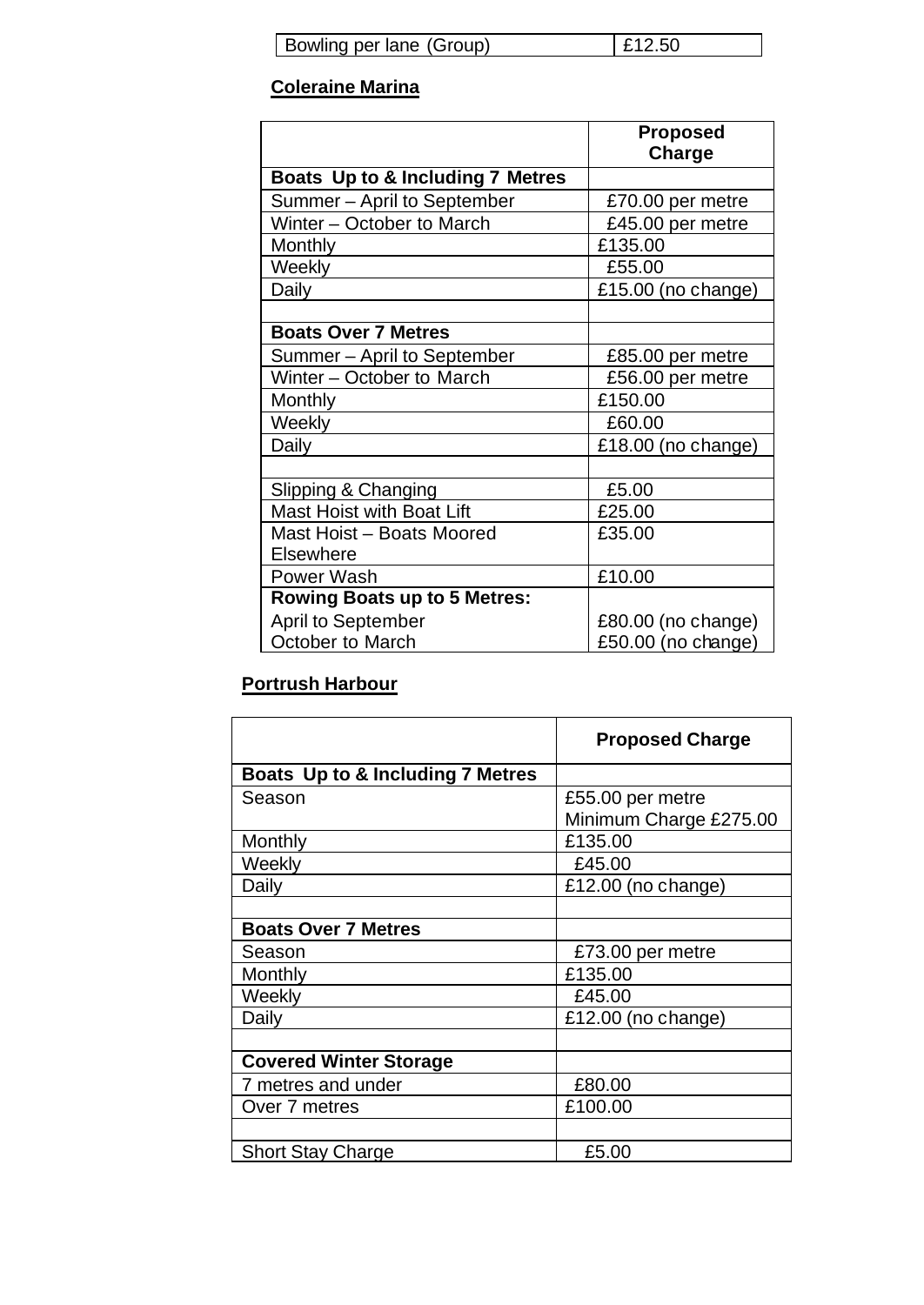| Bowling per lane (Group) | £12.50 |
|---|---|

**Coleraine Marina**

| | Proposed Charge |
|---|---|
| **Boats Up to & Including 7 Metres** | |
| Summer – April to September | £70.00 per metre |
| Winter – October to March | £45.00 per metre |
| Monthly | £135.00 |
| Weekly | £55.00 |
| Daily | £15.00 (no change) |
| | |
| **Boats Over 7 Metres** | |
| Summer – April to September | £85.00 per metre |
| Winter – October to March | £56.00 per metre |
| Monthly | £150.00 |
| Weekly | £60.00 |
| Daily | £18.00 (no change) |
| | |
| Slipping & Changing | £5.00 |
| Mast Hoist with Boat Lift | £25.00 |
| Mast Hoist – Boats Moored Elsewhere | £35.00 |
| Power Wash | £10.00 |
| **Rowing Boats up to 5 Metres:**<br>April to September<br>October to March | <br>£80.00 (no change)<br>£50.00 (no change) |

**Portrush Harbour**

| | Proposed Charge |
|---|---|
| **Boats Up to & Including 7 Metres** | |
| Season | £55.00 per metre<br>Minimum Charge £275.00 |
| Monthly | £135.00 |
| Weekly | £45.00 |
| Daily | £12.00 (no change) |
| | |
| **Boats Over 7 Metres** | |
| Season | £73.00 per metre |
| Monthly | £135.00 |
| Weekly | £45.00 |
| Daily | £12.00 (no change) |
| | |
| **Covered Winter Storage** | |
| 7 metres and under | £80.00 |
| Over 7 metres | £100.00 |
| | |
| Short Stay Charge | £5.00 |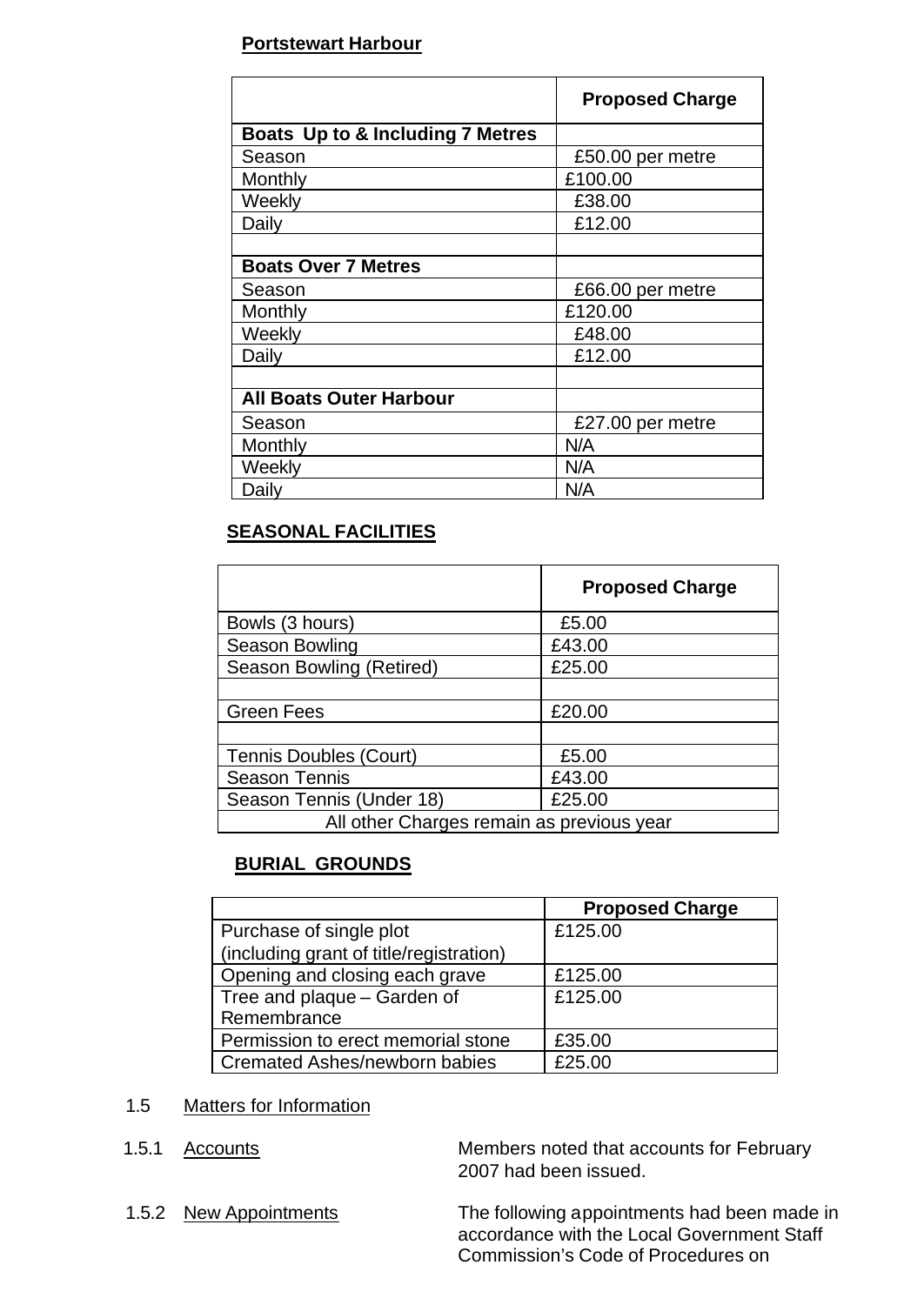**Portstewart Harbour**

| | **Proposed Charge** |
|---|---|
| **Boats Up to & Including 7 Metres** | |
| Season | £50.00 per metre |
| Monthly | £100.00 |
| Weekly | £38.00 |
| Daily | £12.00 |
| | |
| **Boats Over 7 Metres** | |
| Season | £66.00 per metre |
| Monthly | £120.00 |
| Weekly | £48.00 |
| Daily | £12.00 |
| | |
| **All Boats Outer Harbour** | |
| Season | £27.00 per metre |
| Monthly | N/A |
| Weekly | N/A |
| Daily | N/A |

**SEASONAL FACILITIES**

| | **Proposed Charge** |
|---|---|
| Bowls (3 hours) | £5.00 |
| Season Bowling | £43.00 |
| Season Bowling (Retired) | £25.00 |
| | |
| Green Fees | £20.00 |
| | |
| Tennis Doubles (Court) | £5.00 |
| Season Tennis | £43.00 |
| Season Tennis (Under 18) | £25.00 |
| All other Charges remain as previous year | |

**BURIAL GROUNDS**

| | **Proposed Charge** |
|---|---|
| Purchase of single plot (including grant of title/registration) | £125.00 |
| Opening and closing each grave | £125.00 |
| Tree and plaque – Garden of Remembrance | £125.00 |
| Permission to erect memorial stone | £35.00 |
| Cremated Ashes/newborn babies | £25.00 |

1.5 Matters for Information

1.5.1 Accounts

Members noted that accounts for February 2007 had been issued.

1.5.2 New Appointments

The following appointments had been made in accordance with the Local Government Staff Commission's Code of Procedures on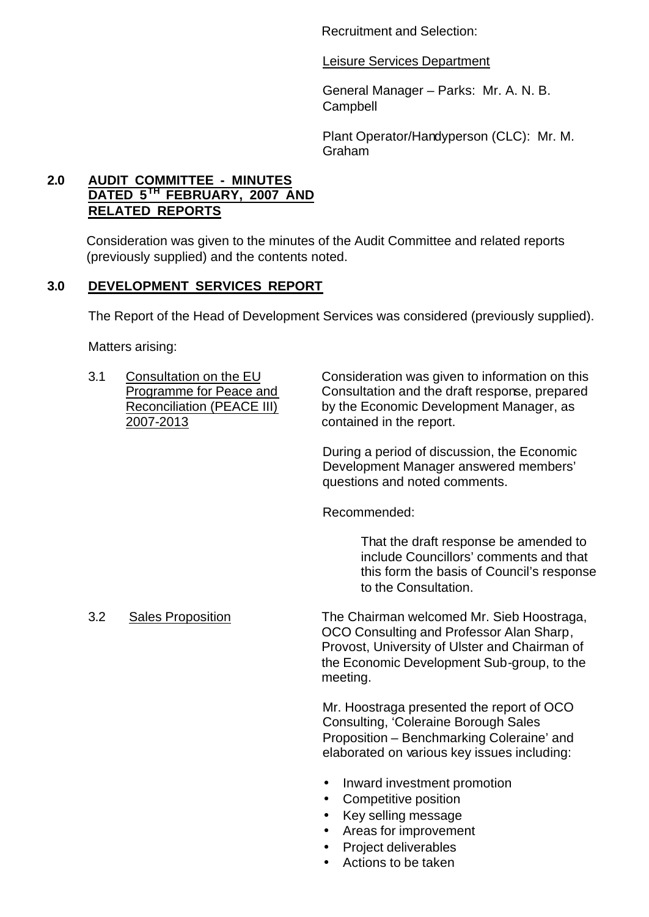Recruitment and Selection:

Leisure Services Department

General Manager – Parks: Mr. A. N. B. Campbell

Plant Operator/Handyperson (CLC): Mr. M. Graham

## 2.0 AUDIT COMMITTEE - MINUTES DATED 5TH FEBRUARY, 2007 AND RELATED REPORTS

Consideration was given to the minutes of the Audit Committee and related reports (previously supplied) and the contents noted.

## 3.0 DEVELOPMENT SERVICES REPORT

The Report of the Head of Development Services was considered (previously supplied).

Matters arising:

3.1 Consultation on the EU Programme for Peace and Reconciliation (PEACE III) 2007-2013

Consideration was given to information on this Consultation and the draft response, prepared by the Economic Development Manager, as contained in the report.

During a period of discussion, the Economic Development Manager answered members' questions and noted comments.

Recommended:

> That the draft response be amended to include Councillors' comments and that this form the basis of Council's response to the Consultation.

3.2 Sales Proposition

The Chairman welcomed Mr. Sieb Hoostraga, OCO Consulting and Professor Alan Sharp, Provost, University of Ulster and Chairman of the Economic Development Sub-group, to the meeting.

Mr. Hoostraga presented the report of OCO Consulting, 'Coleraine Borough Sales Proposition – Benchmarking Coleraine' and elaborated on various key issues including:

- Inward investment promotion
- Competitive position
- Key selling message
- Areas for improvement
- Project deliverables
- Actions to be taken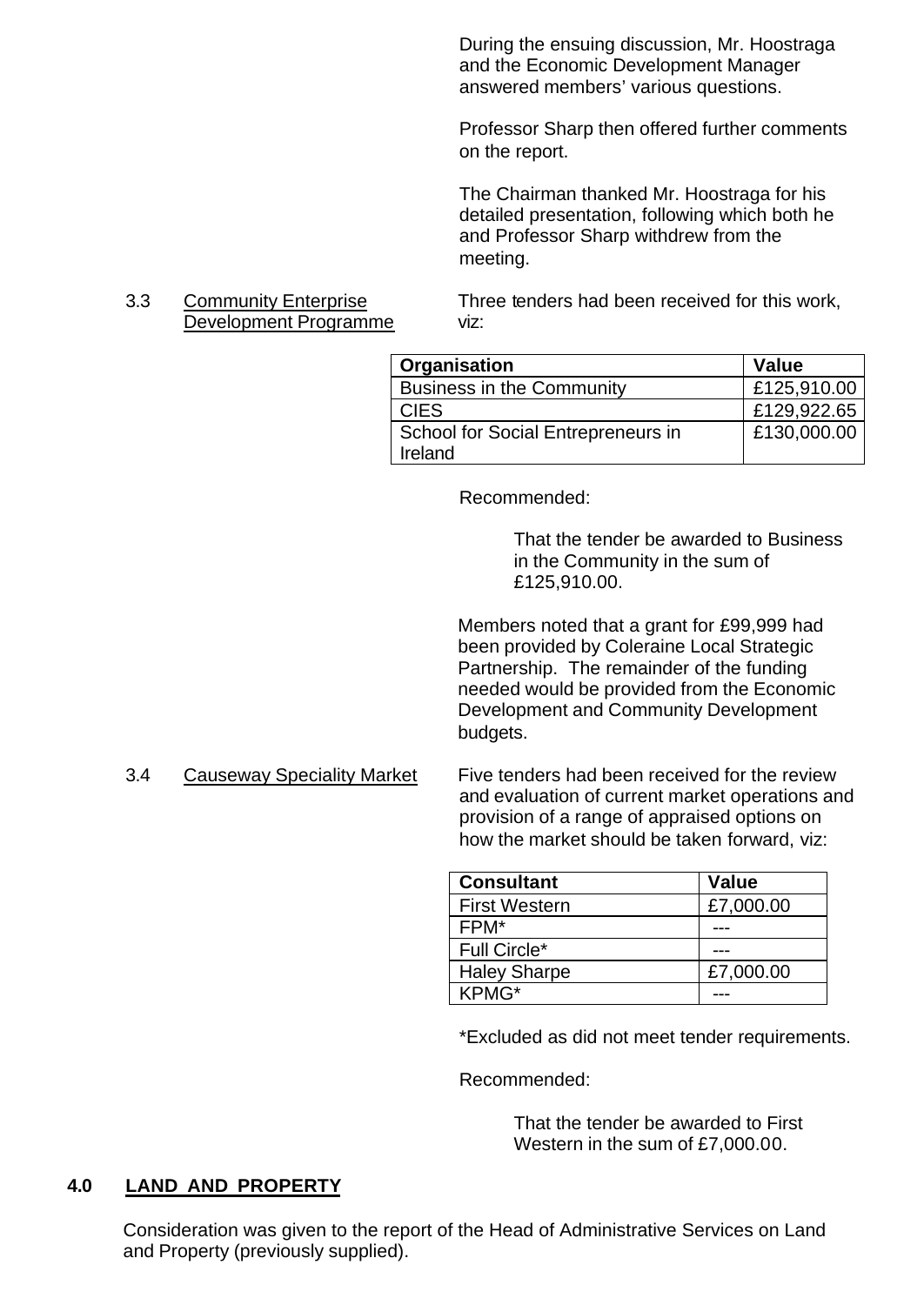During the ensuing discussion, Mr. Hoostraga and the Economic Development Manager answered members' various questions.

Professor Sharp then offered further comments on the report.

The Chairman thanked Mr. Hoostraga for his detailed presentation, following which both he and Professor Sharp withdrew from the meeting.

3.3 Community Enterprise Development Programme

Three tenders had been received for this work, viz:

| Organisation | Value |
|---|---|
| Business in the Community | £125,910.00 |
| CIES | £129,922.65 |
| School for Social Entrepreneurs in Ireland | £130,000.00 |

Recommended:

> That the tender be awarded to Business in the Community in the sum of £125,910.00.

Members noted that a grant for £99,999 had been provided by Coleraine Local Strategic Partnership. The remainder of the funding needed would be provided from the Economic Development and Community Development budgets.

3.4 Causeway Speciality Market

Five tenders had been received for the review and evaluation of current market operations and provision of a range of appraised options on how the market should be taken forward, viz:

| Consultant | Value |
|---|---|
| First Western | £7,000.00 |
| FPM* | --- |
| Full Circle* | --- |
| Haley Sharpe | £7,000.00 |
| KPMG* | --- |

*Excluded as did not meet tender requirements.

Recommended:

> That the tender be awarded to First Western in the sum of £7,000.00.

## 4.0 LAND AND PROPERTY

Consideration was given to the report of the Head of Administrative Services on Land and Property (previously supplied).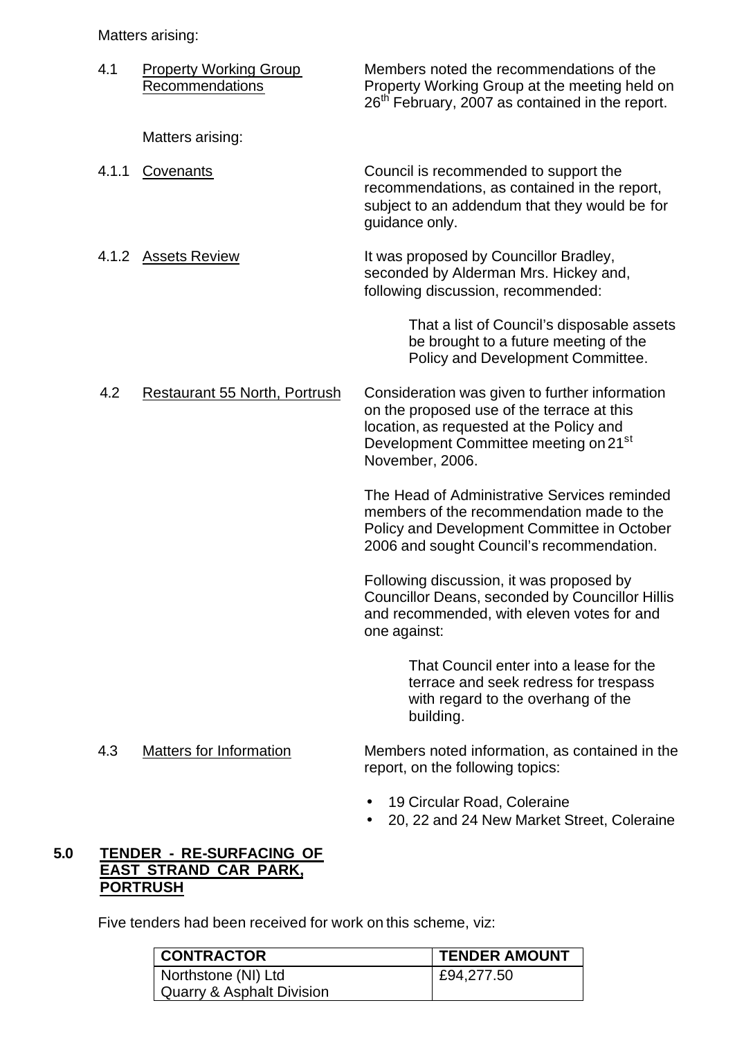Matters arising:

4.1 Property Working Group Recommendations

Members noted the recommendations of the Property Working Group at the meeting held on 26th February, 2007 as contained in the report.

Matters arising:

4.1.1 Covenants

Council is recommended to support the recommendations, as contained in the report, subject to an addendum that they would be for guidance only.

4.1.2 Assets Review

It was proposed by Councillor Bradley, seconded by Alderman Mrs. Hickey and, following discussion, recommended:

> That a list of Council's disposable assets be brought to a future meeting of the Policy and Development Committee.

4.2 Restaurant 55 North, Portrush

Consideration was given to further information on the proposed use of the terrace at this location, as requested at the Policy and Development Committee meeting on 21st November, 2006.

The Head of Administrative Services reminded members of the recommendation made to the Policy and Development Committee in October 2006 and sought Council's recommendation.

Following discussion, it was proposed by Councillor Deans, seconded by Councillor Hillis and recommended, with eleven votes for and one against:

> That Council enter into a lease for the terrace and seek redress for trespass with regard to the overhang of the building.

4.3 Matters for Information

Members noted information, as contained in the report, on the following topics:

- 19 Circular Road, Coleraine
- 20, 22 and 24 New Market Street, Coleraine

## 5.0 TENDER - RE-SURFACING OF EAST STRAND CAR PARK, PORTRUSH

Five tenders had been received for work on this scheme, viz:

| CONTRACTOR | TENDER AMOUNT |
|---|---|
| Northstone (NI) Ltd Quarry & Asphalt Division | £94,277.50 |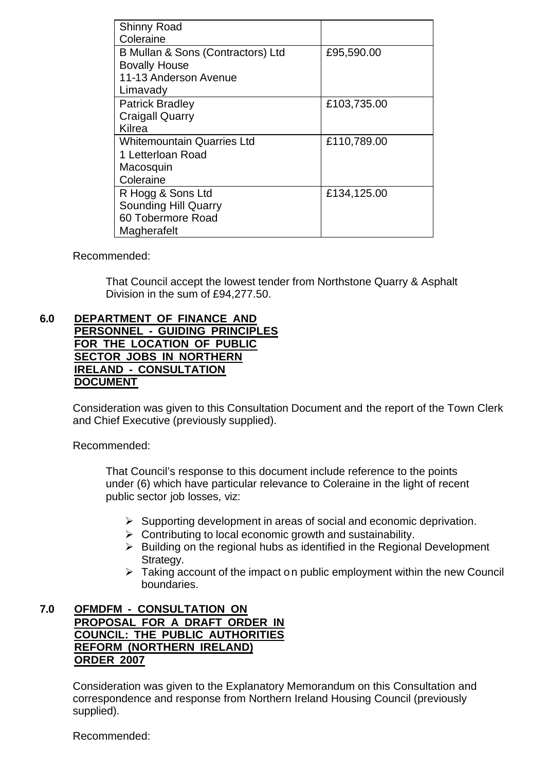| | |
|---|---|
| Shinny Road<br>Coleraine | |
| B Mullan & Sons (Contractors) Ltd<br>Bovally House<br>11-13 Anderson Avenue<br>Limavady | £95,590.00 |
| Patrick Bradley<br>Craigall Quarry<br>Kilrea | £103,735.00 |
| Whitemountain Quarries Ltd<br>1 Letterloan Road<br>Macosquin<br>Coleraine | £110,789.00 |
| R Hogg & Sons Ltd<br>Sounding Hill Quarry<br>60 Tobermore Road<br>Magherafelt | £134,125.00 |

Recommended:

> That Council accept the lowest tender from Northstone Quarry & Asphalt Division in the sum of £94,277.50.

**6.0 DEPARTMENT OF FINANCE AND PERSONNEL - GUIDING PRINCIPLES FOR THE LOCATION OF PUBLIC SECTOR JOBS IN NORTHERN IRELAND - CONSULTATION DOCUMENT**

Consideration was given to this Consultation Document and the report of the Town Clerk and Chief Executive (previously supplied).

Recommended:

> That Council's response to this document include reference to the points under (6) which have particular relevance to Coleraine in the light of recent public sector job losses, viz:
>
> - Supporting development in areas of social and economic deprivation.
> - Contributing to local economic growth and sustainability.
> - Building on the regional hubs as identified in the Regional Development Strategy.
> - Taking account of the impact on public employment within the new Council boundaries.

**7.0 OFMDFM - CONSULTATION ON PROPOSAL FOR A DRAFT ORDER IN COUNCIL: THE PUBLIC AUTHORITIES REFORM (NORTHERN IRELAND) ORDER 2007**

Consideration was given to the Explanatory Memorandum on this Consultation and correspondence and response from Northern Ireland Housing Council (previously supplied).

Recommended: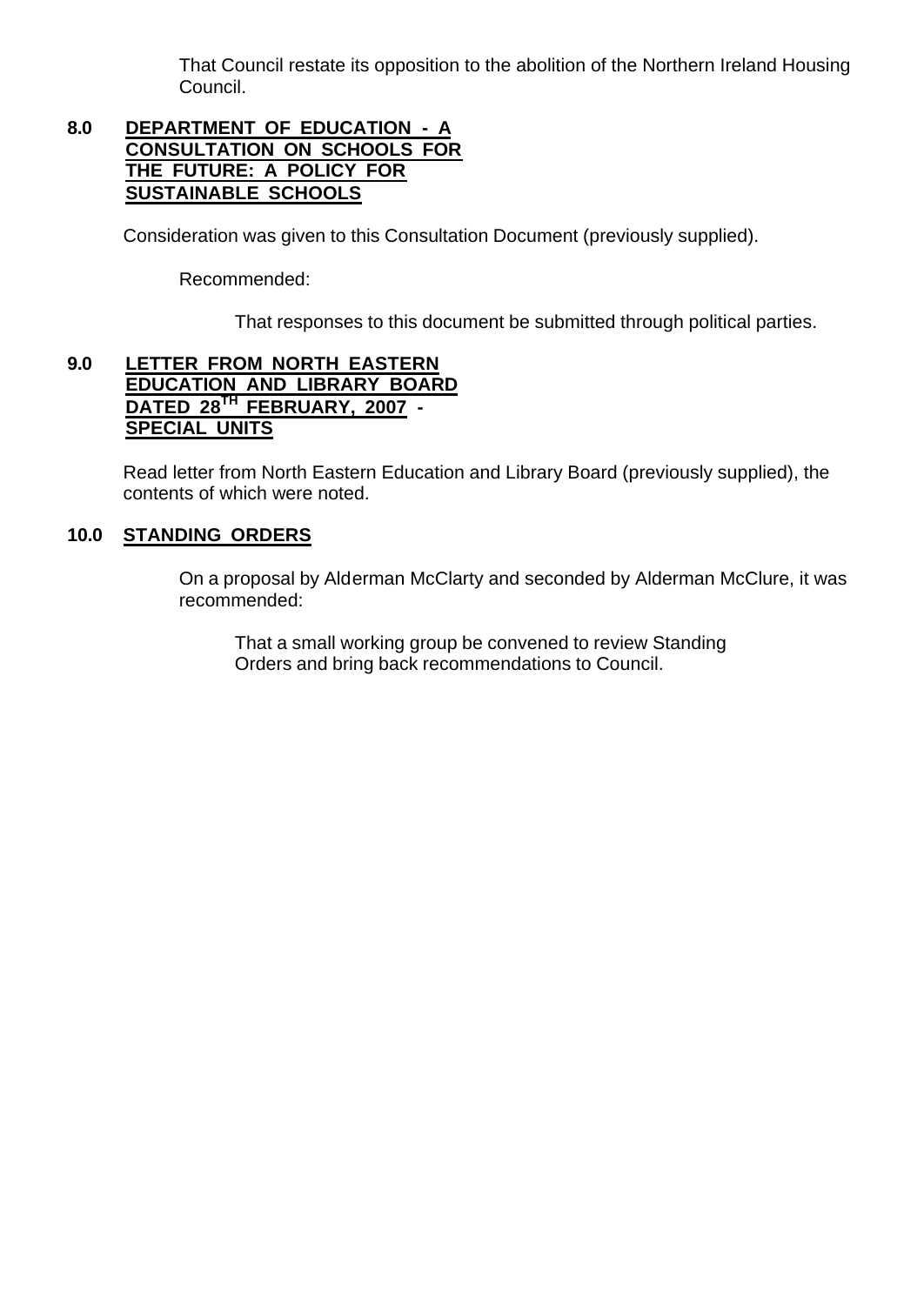That Council restate its opposition to the abolition of the Northern Ireland Housing Council.

## 8.0 DEPARTMENT OF EDUCATION - A CONSULTATION ON SCHOOLS FOR THE FUTURE: A POLICY FOR SUSTAINABLE SCHOOLS

Consideration was given to this Consultation Document (previously supplied).

Recommended:

That responses to this document be submitted through political parties.

## 9.0 LETTER FROM NORTH EASTERN EDUCATION AND LIBRARY BOARD DATED 28TH FEBRUARY, 2007 - SPECIAL UNITS

Read letter from North Eastern Education and Library Board (previously supplied), the contents of which were noted.

## 10.0 STANDING ORDERS

On a proposal by Alderman McClarty and seconded by Alderman McClure, it was recommended:

That a small working group be convened to review Standing Orders and bring back recommendations to Council.